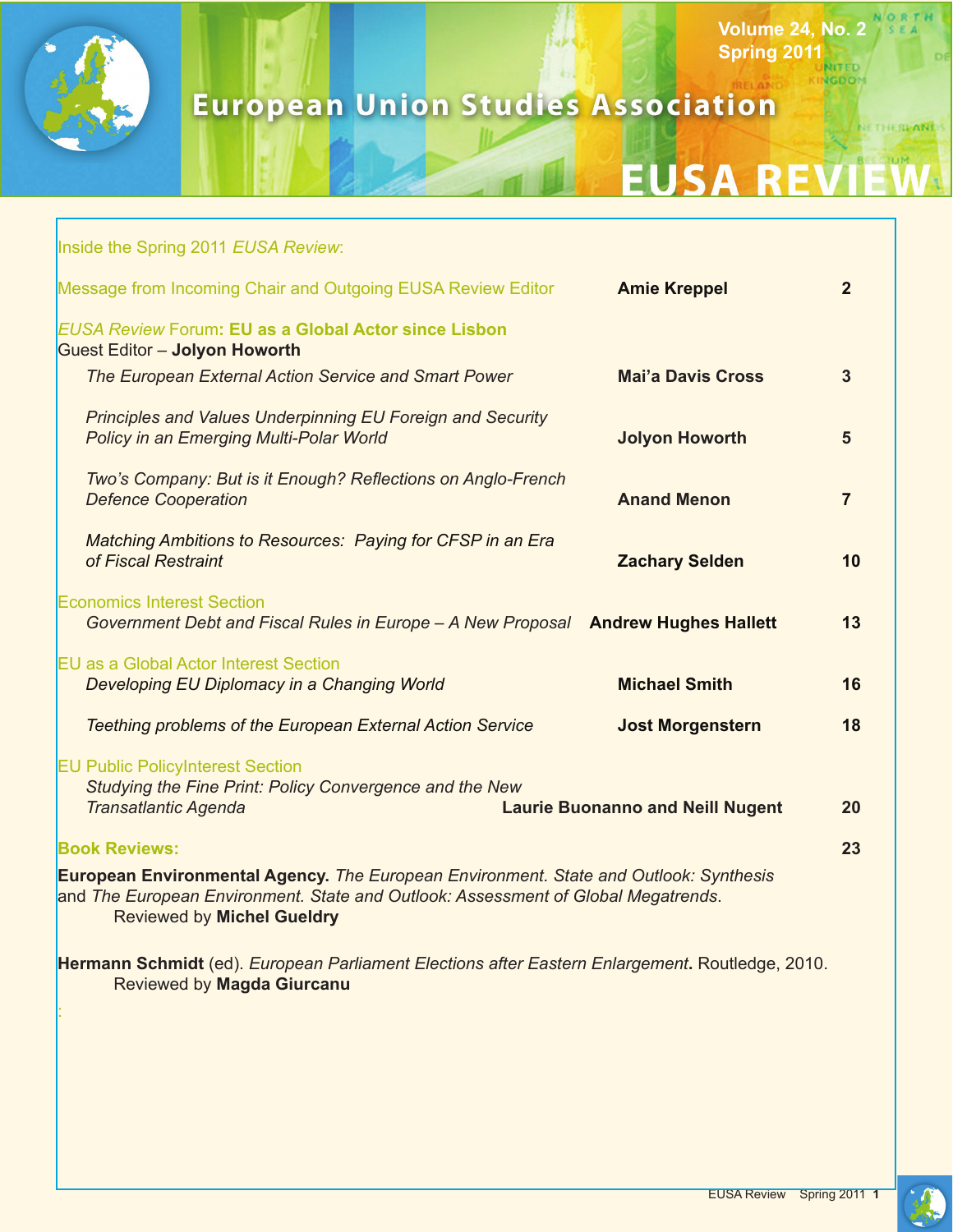# European Union Studies Association

# EUSA REVIEW

Volume 24, No. 2
Spring 2011

Inside the Spring 2011 *EUSA Review*:

| | | |
|---|---|---|
| Message from Incoming Chair and Outgoing EUSA Review Editor | **Amie Kreppel** | 2 |
| *EUSA Review* Forum: **EU as a Global Actor since Lisbon** Guest Editor – **Jolyon Howorth** | | |
| *The European External Action Service and Smart Power* | **Mai'a Davis Cross** | 3 |
| *Principles and Values Underpinning EU Foreign and Security Policy in an Emerging Multi-Polar World* | **Jolyon Howorth** | 5 |
| *Two's Company: But is it Enough? Reflections on Anglo-French Defence Cooperation* | **Anand Menon** | 7 |
| *Matching Ambitions to Resources: Paying for CFSP in an Era of Fiscal Restraint* | **Zachary Selden** | 10 |
| Economics Interest Section | | |
| *Government Debt and Fiscal Rules in Europe – A New Proposal* | **Andrew Hughes Hallett** | 13 |
| EU as a Global Actor Interest Section | | |
| *Developing EU Diplomacy in a Changing World* | **Michael Smith** | 16 |
| *Teething problems of the European External Action Service* | **Jost Morgenstern** | 18 |
| EU Public PolicyInterest Section | | |
| *Studying the Fine Print: Policy Convergence and the New Transatlantic Agenda* | **Laurie Buonanno and Neill Nugent** | 20 |
| **Book Reviews:** | | 23 |

**European Environmental Agency.** *The European Environment. State and Outlook: Synthesis* and *The European Environment. State and Outlook: Assessment of Global Megatrends*.
Reviewed by **Michel Gueldry**

**Hermann Schmidt** (ed). *European Parliament Elections after Eastern Enlargement***.** Routledge, 2010.
Reviewed by **Magda Giurcanu**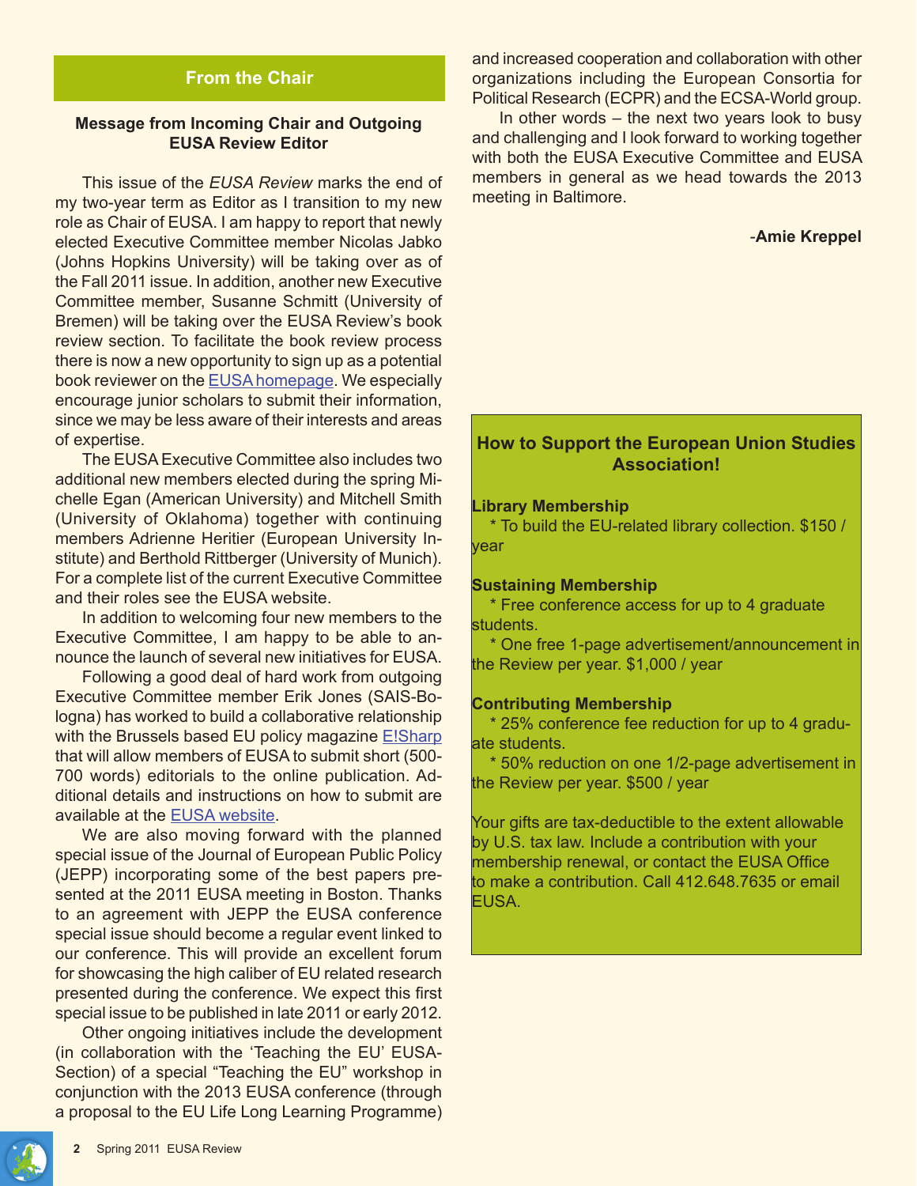## From the Chair

### Message from Incoming Chair and Outgoing EUSA Review Editor

This issue of the *EUSA Review* marks the end of my two-year term as Editor as I transition to my new role as Chair of EUSA. I am happy to report that newly elected Executive Committee member Nicolas Jabko (Johns Hopkins University) will be taking over as of the Fall 2011 issue. In addition, another new Executive Committee member, Susanne Schmitt (University of Bremen) will be taking over the EUSA Review's book review section. To facilitate the book review process there is now a new opportunity to sign up as a potential book reviewer on the EUSA homepage. We especially encourage junior scholars to submit their information, since we may be less aware of their interests and areas of expertise.

The EUSA Executive Committee also includes two additional new members elected during the spring Michelle Egan (American University) and Mitchell Smith (University of Oklahoma) together with continuing members Adrienne Heritier (European University Institute) and Berthold Rittberger (University of Munich). For a complete list of the current Executive Committee and their roles see the EUSA website.

In addition to welcoming four new members to the Executive Committee, I am happy to be able to announce the launch of several new initiatives for EUSA.

Following a good deal of hard work from outgoing Executive Committee member Erik Jones (SAIS-Bologna) has worked to build a collaborative relationship with the Brussels based EU policy magazine E!Sharp that will allow members of EUSA to submit short (500-700 words) editorials to the online publication. Additional details and instructions on how to submit are available at the EUSA website.

We are also moving forward with the planned special issue of the Journal of European Public Policy (JEPP) incorporating some of the best papers presented at the 2011 EUSA meeting in Boston. Thanks to an agreement with JEPP the EUSA conference special issue should become a regular event linked to our conference. This will provide an excellent forum for showcasing the high caliber of EU related research presented during the conference. We expect this first special issue to be published in late 2011 or early 2012.

Other ongoing initiatives include the development (in collaboration with the 'Teaching the EU' EUSA-Section) of a special "Teaching the EU" workshop in conjunction with the 2013 EUSA conference (through a proposal to the EU Life Long Learning Programme) and increased cooperation and collaboration with other organizations including the European Consortia for Political Research (ECPR) and the ECSA-World group.

In other words – the next two years look to busy and challenging and I look forward to working together with both the EUSA Executive Committee and EUSA members in general as we head towards the 2013 meeting in Baltimore.

-**Amie Kreppel**

### How to Support the European Union Studies Association!

**Library Membership**

* To build the EU-related library collection. $150 / year

**Sustaining Membership**

* Free conference access for up to 4 graduate students.
* One free 1-page advertisement/announcement in the Review per year. $1,000 / year

**Contributing Membership**

* 25% conference fee reduction for up to 4 graduate students.
* 50% reduction on one 1/2-page advertisement in the Review per year. $500 / year

Your gifts are tax-deductible to the extent allowable by U.S. tax law. Include a contribution with your membership renewal, or contact the EUSA Office to make a contribution. Call 412.648.7635 or email EUSA.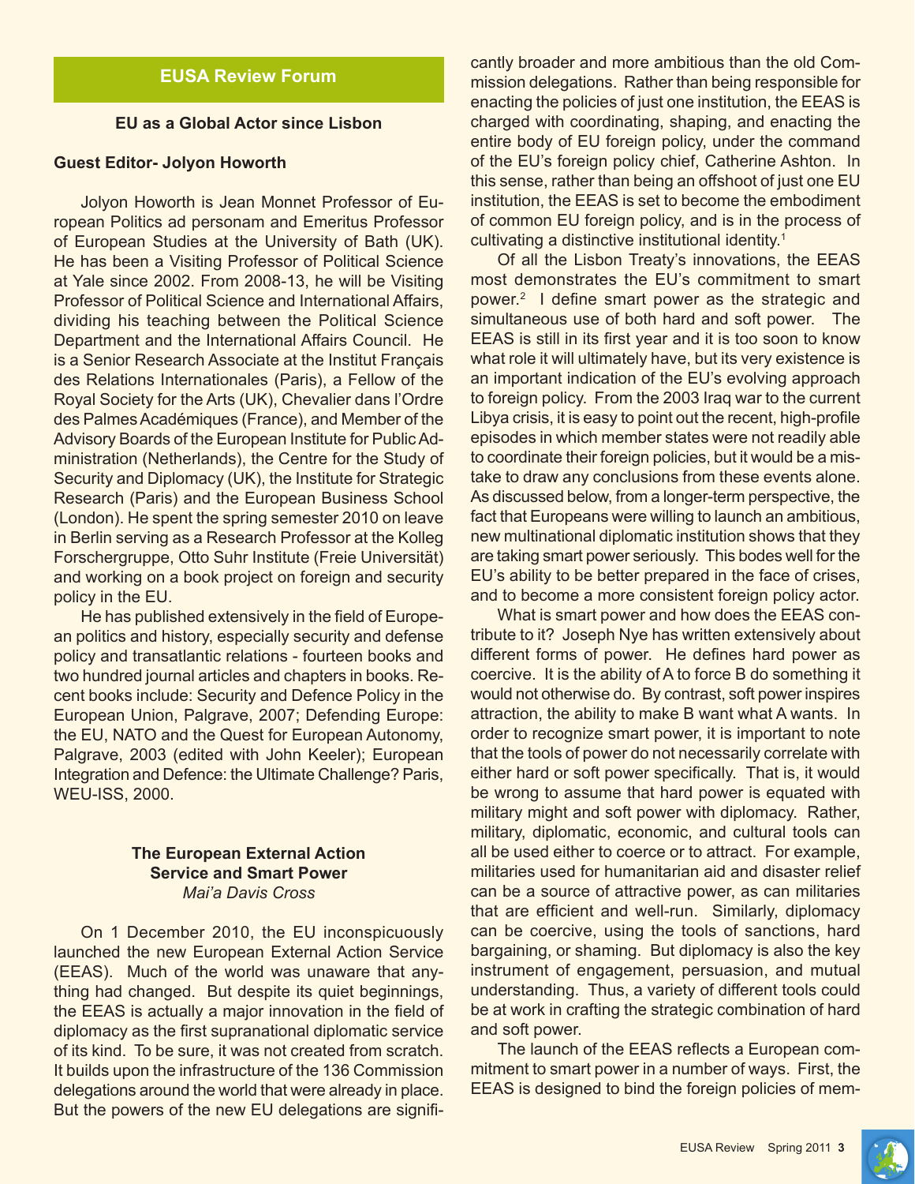## EUSA Review Forum

**EU as a Global Actor since Lisbon**

**Guest Editor- Jolyon Howorth**

Jolyon Howorth is Jean Monnet Professor of European Politics ad personam and Emeritus Professor of European Studies at the University of Bath (UK). He has been a Visiting Professor of Political Science at Yale since 2002. From 2008-13, he will be Visiting Professor of Political Science and International Affairs, dividing his teaching between the Political Science Department and the International Affairs Council. He is a Senior Research Associate at the Institut Français des Relations Internationales (Paris), a Fellow of the Royal Society for the Arts (UK), Chevalier dans l'Ordre des Palmes Académiques (France), and Member of the Advisory Boards of the European Institute for Public Administration (Netherlands), the Centre for the Study of Security and Diplomacy (UK), the Institute for Strategic Research (Paris) and the European Business School (London). He spent the spring semester 2010 on leave in Berlin serving as a Research Professor at the Kolleg Forschergruppe, Otto Suhr Institute (Freie Universität) and working on a book project on foreign and security policy in the EU.

He has published extensively in the field of European politics and history, especially security and defense policy and transatlantic relations - fourteen books and two hundred journal articles and chapters in books. Recent books include: Security and Defence Policy in the European Union, Palgrave, 2007; Defending Europe: the EU, NATO and the Quest for European Autonomy, Palgrave, 2003 (edited with John Keeler); European Integration and Defence: the Ultimate Challenge? Paris, WEU-ISS, 2000.

### The European External Action Service and Smart Power

*Mai'a Davis Cross*

On 1 December 2010, the EU inconspicuously launched the new European External Action Service (EEAS). Much of the world was unaware that anything had changed. But despite its quiet beginnings, the EEAS is actually a major innovation in the field of diplomacy as the first supranational diplomatic service of its kind. To be sure, it was not created from scratch. It builds upon the infrastructure of the 136 Commission delegations around the world that were already in place. But the powers of the new EU delegations are significantly broader and more ambitious than the old Commission delegations. Rather than being responsible for enacting the policies of just one institution, the EEAS is charged with coordinating, shaping, and enacting the entire body of EU foreign policy, under the command of the EU's foreign policy chief, Catherine Ashton. In this sense, rather than being an offshoot of just one EU institution, the EEAS is set to become the embodiment of common EU foreign policy, and is in the process of cultivating a distinctive institutional identity.[1]

Of all the Lisbon Treaty's innovations, the EEAS most demonstrates the EU's commitment to smart power.[2] I define smart power as the strategic and simultaneous use of both hard and soft power. The EEAS is still in its first year and it is too soon to know what role it will ultimately have, but its very existence is an important indication of the EU's evolving approach to foreign policy. From the 2003 Iraq war to the current Libya crisis, it is easy to point out the recent, high-profile episodes in which member states were not readily able to coordinate their foreign policies, but it would be a mistake to draw any conclusions from these events alone. As discussed below, from a longer-term perspective, the fact that Europeans were willing to launch an ambitious, new multinational diplomatic institution shows that they are taking smart power seriously. This bodes well for the EU's ability to be better prepared in the face of crises, and to become a more consistent foreign policy actor.

What is smart power and how does the EEAS contribute to it? Joseph Nye has written extensively about different forms of power. He defines hard power as coercive. It is the ability of A to force B do something it would not otherwise do. By contrast, soft power inspires attraction, the ability to make B want what A wants. In order to recognize smart power, it is important to note that the tools of power do not necessarily correlate with either hard or soft power specifically. That is, it would be wrong to assume that hard power is equated with military might and soft power with diplomacy. Rather, military, diplomatic, economic, and cultural tools can all be used either to coerce or to attract. For example, militaries used for humanitarian aid and disaster relief can be a source of attractive power, as can militaries that are efficient and well-run. Similarly, diplomacy can be coercive, using the tools of sanctions, hard bargaining, or shaming. But diplomacy is also the key instrument of engagement, persuasion, and mutual understanding. Thus, a variety of different tools could be at work in crafting the strategic combination of hard and soft power.

The launch of the EEAS reflects a European commitment to smart power in a number of ways. First, the EEAS is designed to bind the foreign policies of mem-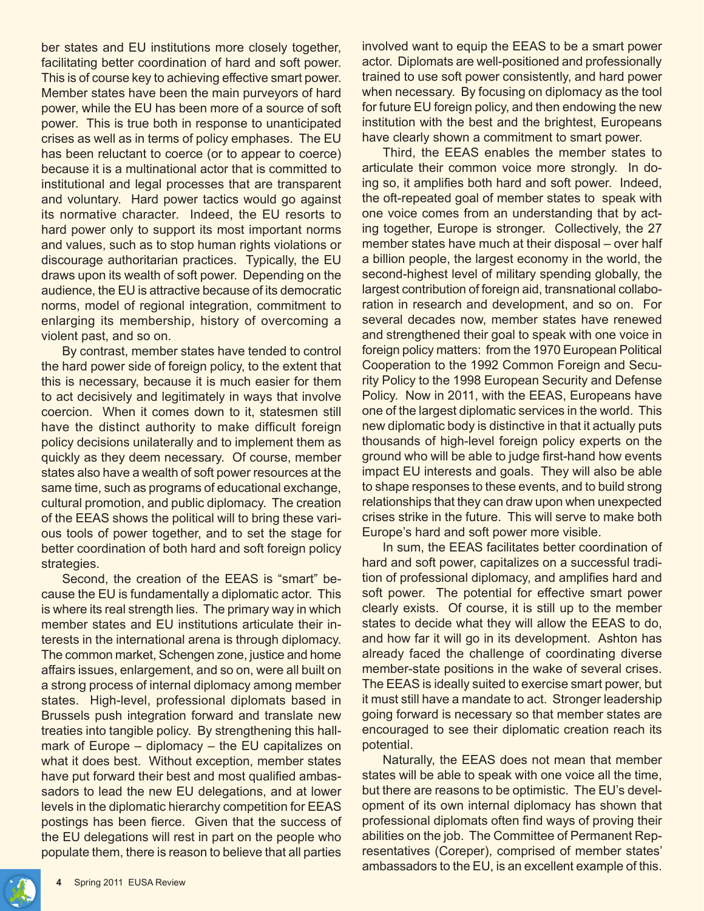ber states and EU institutions more closely together, facilitating better coordination of hard and soft power. This is of course key to achieving effective smart power. Member states have been the main purveyors of hard power, while the EU has been more of a source of soft power. This is true both in response to unanticipated crises as well as in terms of policy emphases. The EU has been reluctant to coerce (or to appear to coerce) because it is a multinational actor that is committed to institutional and legal processes that are transparent and voluntary. Hard power tactics would go against its normative character. Indeed, the EU resorts to hard power only to support its most important norms and values, such as to stop human rights violations or discourage authoritarian practices. Typically, the EU draws upon its wealth of soft power. Depending on the audience, the EU is attractive because of its democratic norms, model of regional integration, commitment to enlarging its membership, history of overcoming a violent past, and so on.

By contrast, member states have tended to control the hard power side of foreign policy, to the extent that this is necessary, because it is much easier for them to act decisively and legitimately in ways that involve coercion. When it comes down to it, statesmen still have the distinct authority to make difficult foreign policy decisions unilaterally and to implement them as quickly as they deem necessary. Of course, member states also have a wealth of soft power resources at the same time, such as programs of educational exchange, cultural promotion, and public diplomacy. The creation of the EEAS shows the political will to bring these various tools of power together, and to set the stage for better coordination of both hard and soft foreign policy strategies.

Second, the creation of the EEAS is "smart" because the EU is fundamentally a diplomatic actor. This is where its real strength lies. The primary way in which member states and EU institutions articulate their interests in the international arena is through diplomacy. The common market, Schengen zone, justice and home affairs issues, enlargement, and so on, were all built on a strong process of internal diplomacy among member states. High-level, professional diplomats based in Brussels push integration forward and translate new treaties into tangible policy. By strengthening this hallmark of Europe – diplomacy – the EU capitalizes on what it does best. Without exception, member states have put forward their best and most qualified ambassadors to lead the new EU delegations, and at lower levels in the diplomatic hierarchy competition for EEAS postings has been fierce. Given that the success of the EU delegations will rest in part on the people who populate them, there is reason to believe that all parties involved want to equip the EEAS to be a smart power actor. Diplomats are well-positioned and professionally trained to use soft power consistently, and hard power when necessary. By focusing on diplomacy as the tool for future EU foreign policy, and then endowing the new institution with the best and the brightest, Europeans have clearly shown a commitment to smart power.

Third, the EEAS enables the member states to articulate their common voice more strongly. In doing so, it amplifies both hard and soft power. Indeed, the oft-repeated goal of member states to speak with one voice comes from an understanding that by acting together, Europe is stronger. Collectively, the 27 member states have much at their disposal – over half a billion people, the largest economy in the world, the second-highest level of military spending globally, the largest contribution of foreign aid, transnational collaboration in research and development, and so on. For several decades now, member states have renewed and strengthened their goal to speak with one voice in foreign policy matters: from the 1970 European Political Cooperation to the 1992 Common Foreign and Security Policy to the 1998 European Security and Defense Policy. Now in 2011, with the EEAS, Europeans have one of the largest diplomatic services in the world. This new diplomatic body is distinctive in that it actually puts thousands of high-level foreign policy experts on the ground who will be able to judge first-hand how events impact EU interests and goals. They will also be able to shape responses to these events, and to build strong relationships that they can draw upon when unexpected crises strike in the future. This will serve to make both Europe's hard and soft power more visible.

In sum, the EEAS facilitates better coordination of hard and soft power, capitalizes on a successful tradition of professional diplomacy, and amplifies hard and soft power. The potential for effective smart power clearly exists. Of course, it is still up to the member states to decide what they will allow the EEAS to do, and how far it will go in its development. Ashton has already faced the challenge of coordinating diverse member-state positions in the wake of several crises. The EEAS is ideally suited to exercise smart power, but it must still have a mandate to act. Stronger leadership going forward is necessary so that member states are encouraged to see their diplomatic creation reach its potential.

Naturally, the EEAS does not mean that member states will be able to speak with one voice all the time, but there are reasons to be optimistic. The EU's development of its own internal diplomacy has shown that professional diplomats often find ways of proving their abilities on the job. The Committee of Permanent Representatives (Coreper), comprised of member states' ambassadors to the EU, is an excellent example of this.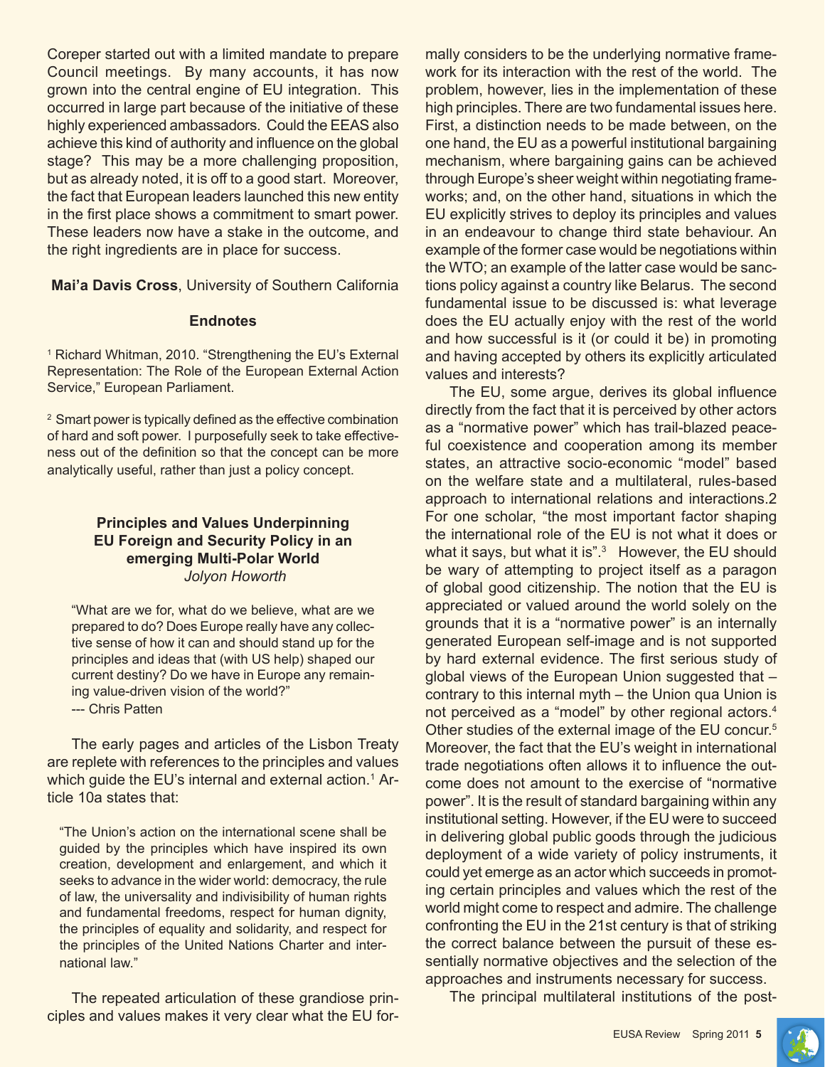Coreper started out with a limited mandate to prepare Council meetings. By many accounts, it has now grown into the central engine of EU integration. This occurred in large part because of the initiative of these highly experienced ambassadors. Could the EEAS also achieve this kind of authority and influence on the global stage? This may be a more challenging proposition, but as already noted, it is off to a good start. Moreover, the fact that European leaders launched this new entity in the first place shows a commitment to smart power. These leaders now have a stake in the outcome, and the right ingredients are in place for success.

**Mai'a Davis Cross**, University of Southern California

**Endnotes**

[1] Richard Whitman, 2010. "Strengthening the EU's External Representation: The Role of the European External Action Service," European Parliament.

[2] Smart power is typically defined as the effective combination of hard and soft power. I purposefully seek to take effectiveness out of the definition so that the concept can be more analytically useful, rather than just a policy concept.

## Principles and Values Underpinning EU Foreign and Security Policy in an emerging Multi-Polar World

*Jolyon Howorth*

> "What are we for, what do we believe, what are we prepared to do? Does Europe really have any collective sense of how it can and should stand up for the principles and ideas that (with US help) shaped our current destiny? Do we have in Europe any remaining value-driven vision of the world?"
> --- Chris Patten

The early pages and articles of the Lisbon Treaty are replete with references to the principles and values which guide the EU's internal and external action.[1] Article 10a states that:

> "The Union's action on the international scene shall be guided by the principles which have inspired its own creation, development and enlargement, and which it seeks to advance in the wider world: democracy, the rule of law, the universality and indivisibility of human rights and fundamental freedoms, respect for human dignity, the principles of equality and solidarity, and respect for the principles of the United Nations Charter and international law."

The repeated articulation of these grandiose principles and values makes it very clear what the EU formally considers to be the underlying normative framework for its interaction with the rest of the world. The problem, however, lies in the implementation of these high principles. There are two fundamental issues here. First, a distinction needs to be made between, on the one hand, the EU as a powerful institutional bargaining mechanism, where bargaining gains can be achieved through Europe's sheer weight within negotiating frameworks; and, on the other hand, situations in which the EU explicitly strives to deploy its principles and values in an endeavour to change third state behaviour. An example of the former case would be negotiations within the WTO; an example of the latter case would be sanctions policy against a country like Belarus. The second fundamental issue to be discussed is: what leverage does the EU actually enjoy with the rest of the world and how successful is it (or could it be) in promoting and having accepted by others its explicitly articulated values and interests?

The EU, some argue, derives its global influence directly from the fact that it is perceived by other actors as a "normative power" which has trail-blazed peaceful coexistence and cooperation among its member states, an attractive socio-economic "model" based on the welfare state and a multilateral, rules-based approach to international relations and interactions.2 For one scholar, "the most important factor shaping the international role of the EU is not what it does or what it says, but what it is".[3] However, the EU should be wary of attempting to project itself as a paragon of global good citizenship. The notion that the EU is appreciated or valued around the world solely on the grounds that it is a "normative power" is an internally generated European self-image and is not supported by hard external evidence. The first serious study of global views of the European Union suggested that – contrary to this internal myth – the Union qua Union is not perceived as a "model" by other regional actors.[4] Other studies of the external image of the EU concur.[5] Moreover, the fact that the EU's weight in international trade negotiations often allows it to influence the outcome does not amount to the exercise of "normative power". It is the result of standard bargaining within any institutional setting. However, if the EU were to succeed in delivering global public goods through the judicious deployment of a wide variety of policy instruments, it could yet emerge as an actor which succeeds in promoting certain principles and values which the rest of the world might come to respect and admire. The challenge confronting the EU in the 21st century is that of striking the correct balance between the pursuit of these essentially normative objectives and the selection of the approaches and instruments necessary for success.

The principal multilateral institutions of the post-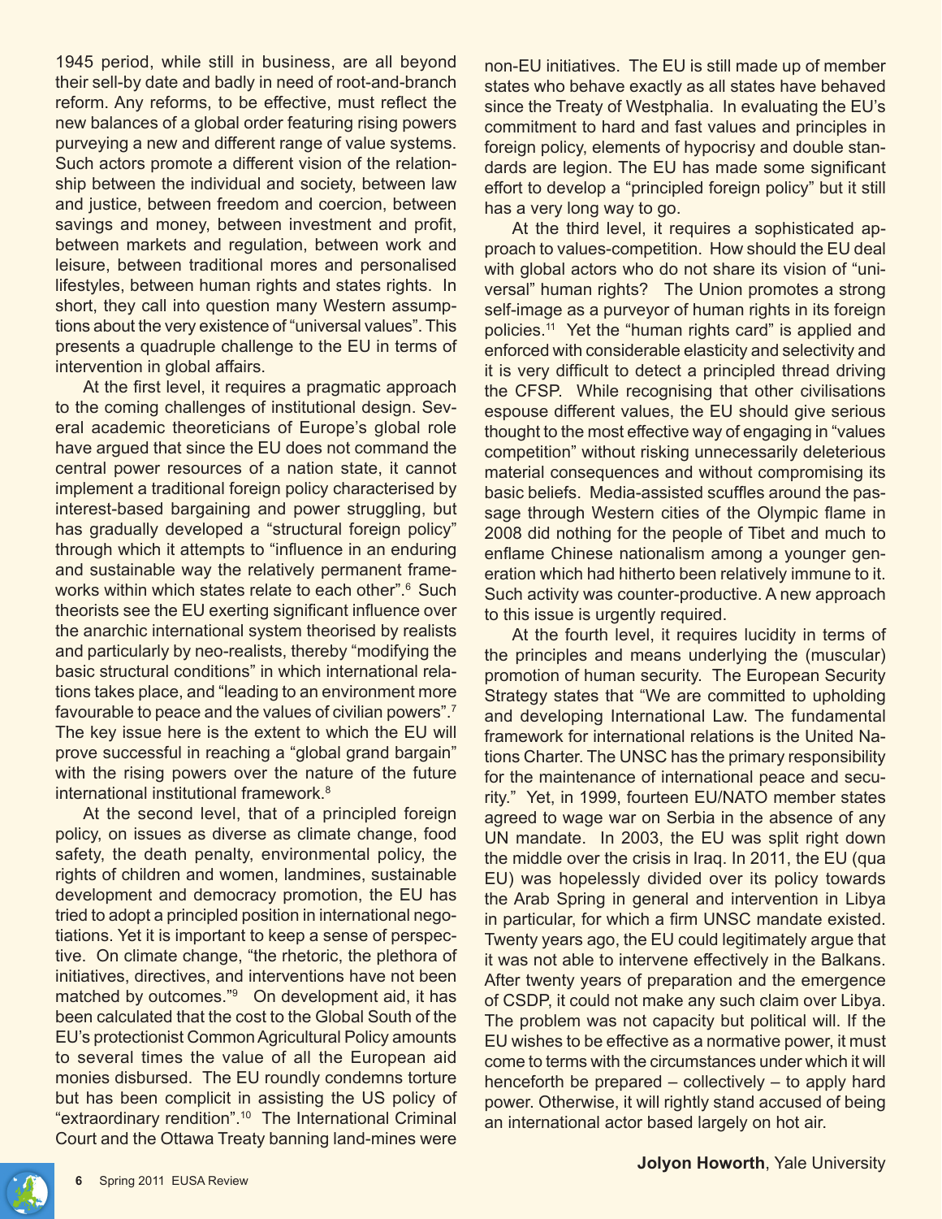1945 period, while still in business, are all beyond their sell-by date and badly in need of root-and-branch reform. Any reforms, to be effective, must reflect the new balances of a global order featuring rising powers purveying a new and different range of value systems. Such actors promote a different vision of the relationship between the individual and society, between law and justice, between freedom and coercion, between savings and money, between investment and profit, between markets and regulation, between work and leisure, between traditional mores and personalised lifestyles, between human rights and states rights. In short, they call into question many Western assumptions about the very existence of "universal values". This presents a quadruple challenge to the EU in terms of intervention in global affairs.

At the first level, it requires a pragmatic approach to the coming challenges of institutional design. Several academic theoreticians of Europe's global role have argued that since the EU does not command the central power resources of a nation state, it cannot implement a traditional foreign policy characterised by interest-based bargaining and power struggling, but has gradually developed a "structural foreign policy" through which it attempts to "influence in an enduring and sustainable way the relatively permanent frameworks within which states relate to each other".[6] Such theorists see the EU exerting significant influence over the anarchic international system theorised by realists and particularly by neo-realists, thereby "modifying the basic structural conditions" in which international relations takes place, and "leading to an environment more favourable to peace and the values of civilian powers".[7] The key issue here is the extent to which the EU will prove successful in reaching a "global grand bargain" with the rising powers over the nature of the future international institutional framework.[8]

At the second level, that of a principled foreign policy, on issues as diverse as climate change, food safety, the death penalty, environmental policy, the rights of children and women, landmines, sustainable development and democracy promotion, the EU has tried to adopt a principled position in international negotiations. Yet it is important to keep a sense of perspective. On climate change, "the rhetoric, the plethora of initiatives, directives, and interventions have not been matched by outcomes."[9] On development aid, it has been calculated that the cost to the Global South of the EU's protectionist Common Agricultural Policy amounts to several times the value of all the European aid monies disbursed. The EU roundly condemns torture but has been complicit in assisting the US policy of "extraordinary rendition".[10] The International Criminal Court and the Ottawa Treaty banning land-mines were non-EU initiatives. The EU is still made up of member states who behave exactly as all states have behaved since the Treaty of Westphalia. In evaluating the EU's commitment to hard and fast values and principles in foreign policy, elements of hypocrisy and double standards are legion. The EU has made some significant effort to develop a "principled foreign policy" but it still has a very long way to go.

At the third level, it requires a sophisticated approach to values-competition. How should the EU deal with global actors who do not share its vision of "universal" human rights? The Union promotes a strong self-image as a purveyor of human rights in its foreign policies.[11] Yet the "human rights card" is applied and enforced with considerable elasticity and selectivity and it is very difficult to detect a principled thread driving the CFSP. While recognising that other civilisations espouse different values, the EU should give serious thought to the most effective way of engaging in "values competition" without risking unnecessarily deleterious material consequences and without compromising its basic beliefs. Media-assisted scuffles around the passage through Western cities of the Olympic flame in 2008 did nothing for the people of Tibet and much to enflame Chinese nationalism among a younger generation which had hitherto been relatively immune to it. Such activity was counter-productive. A new approach to this issue is urgently required.

At the fourth level, it requires lucidity in terms of the principles and means underlying the (muscular) promotion of human security. The European Security Strategy states that "We are committed to upholding and developing International Law. The fundamental framework for international relations is the United Nations Charter. The UNSC has the primary responsibility for the maintenance of international peace and security." Yet, in 1999, fourteen EU/NATO member states agreed to wage war on Serbia in the absence of any UN mandate. In 2003, the EU was split right down the middle over the crisis in Iraq. In 2011, the EU (qua EU) was hopelessly divided over its policy towards the Arab Spring in general and intervention in Libya in particular, for which a firm UNSC mandate existed. Twenty years ago, the EU could legitimately argue that it was not able to intervene effectively in the Balkans. After twenty years of preparation and the emergence of CSDP, it could not make any such claim over Libya. The problem was not capacity but political will. If the EU wishes to be effective as a normative power, it must come to terms with the circumstances under which it will henceforth be prepared – collectively – to apply hard power. Otherwise, it will rightly stand accused of being an international actor based largely on hot air.

**Jolyon Howorth**, Yale University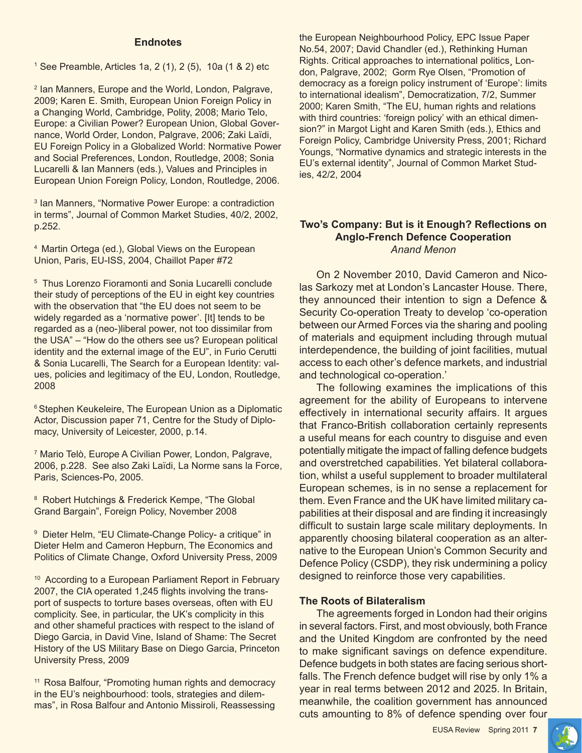## Endnotes

[1] See Preamble, Articles 1a, 2 (1), 2 (5), 10a (1 & 2) etc

[2] Ian Manners, Europe and the World, London, Palgrave, 2009; Karen E. Smith, European Union Foreign Policy in a Changing World, Cambridge, Polity, 2008; Mario Telo, Europe: a Civilian Power? European Union, Global Governance, World Order, London, Palgrave, 2006; Zaki Laïdi, EU Foreign Policy in a Globalized World: Normative Power and Social Preferences, London, Routledge, 2008; Sonia Lucarelli & Ian Manners (eds.), Values and Principles in European Union Foreign Policy, London, Routledge, 2006.

[3] Ian Manners, "Normative Power Europe: a contradiction in terms", Journal of Common Market Studies, 40/2, 2002, p.252.

[4] Martin Ortega (ed.), Global Views on the European Union, Paris, EU-ISS, 2004, Chaillot Paper #72

[5] Thus Lorenzo Fioramonti and Sonia Lucarelli conclude their study of perceptions of the EU in eight key countries with the observation that "the EU does not seem to be widely regarded as a 'normative power'. [It] tends to be regarded as a (neo-)liberal power, not too dissimilar from the USA" – "How do the others see us? European political identity and the external image of the EU", in Furio Cerutti & Sonia Lucarelli, The Search for a European Identity: values, policies and legitimacy of the EU, London, Routledge, 2008

[6] Stephen Keukeleire, The European Union as a Diplomatic Actor, Discussion paper 71, Centre for the Study of Diplomacy, University of Leicester, 2000, p.14.

[7] Mario Telò, Europe A Civilian Power, London, Palgrave, 2006, p.228. See also Zaki Laïdi, La Norme sans la Force, Paris, Sciences-Po, 2005.

[8] Robert Hutchings & Frederick Kempe, "The Global Grand Bargain", Foreign Policy, November 2008

[9] Dieter Helm, "EU Climate-Change Policy- a critique" in Dieter Helm and Cameron Hepburn, The Economics and Politics of Climate Change, Oxford University Press, 2009

[10] According to a European Parliament Report in February 2007, the CIA operated 1,245 flights involving the transport of suspects to torture bases overseas, often with EU complicity. See, in particular, the UK's complicity in this and other shameful practices with respect to the island of Diego Garcia, in David Vine, Island of Shame: The Secret History of the US Military Base on Diego Garcia, Princeton University Press, 2009

[11] Rosa Balfour, "Promoting human rights and democracy in the EU's neighbourhood: tools, strategies and dilemmas", in Rosa Balfour and Antonio Missiroli, Reassessing the European Neighbourhood Policy, EPC Issue Paper No.54, 2007; David Chandler (ed.), Rethinking Human Rights. Critical approaches to international politics¸ London, Palgrave, 2002; Gorm Rye Olsen, "Promotion of democracy as a foreign policy instrument of 'Europe': limits to international idealism", Democratization, 7/2, Summer 2000; Karen Smith, "The EU, human rights and relations with third countries: 'foreign policy' with an ethical dimension?" in Margot Light and Karen Smith (eds.), Ethics and Foreign Policy, Cambridge University Press, 2001; Richard Youngs, "Normative dynamics and strategic interests in the EU's external identity", Journal of Common Market Studies, 42/2, 2004

## Two's Company: But is it Enough? Reflections on Anglo-French Defence Cooperation

*Anand Menon*

On 2 November 2010, David Cameron and Nicolas Sarkozy met at London's Lancaster House. There, they announced their intention to sign a Defence & Security Co-operation Treaty to develop 'co-operation between our Armed Forces via the sharing and pooling of materials and equipment including through mutual interdependence, the building of joint facilities, mutual access to each other's defence markets, and industrial and technological co-operation.'

The following examines the implications of this agreement for the ability of Europeans to intervene effectively in international security affairs. It argues that Franco-British collaboration certainly represents a useful means for each country to disguise and even potentially mitigate the impact of falling defence budgets and overstretched capabilities. Yet bilateral collaboration, whilst a useful supplement to broader multilateral European schemes, is in no sense a replacement for them. Even France and the UK have limited military capabilities at their disposal and are finding it increasingly difficult to sustain large scale military deployments. In apparently choosing bilateral cooperation as an alternative to the European Union's Common Security and Defence Policy (CSDP), they risk undermining a policy designed to reinforce those very capabilities.

### The Roots of Bilateralism

The agreements forged in London had their origins in several factors. First, and most obviously, both France and the United Kingdom are confronted by the need to make significant savings on defence expenditure. Defence budgets in both states are facing serious shortfalls. The French defence budget will rise by only 1% a year in real terms between 2012 and 2025. In Britain, meanwhile, the coalition government has announced cuts amounting to 8% of defence spending over four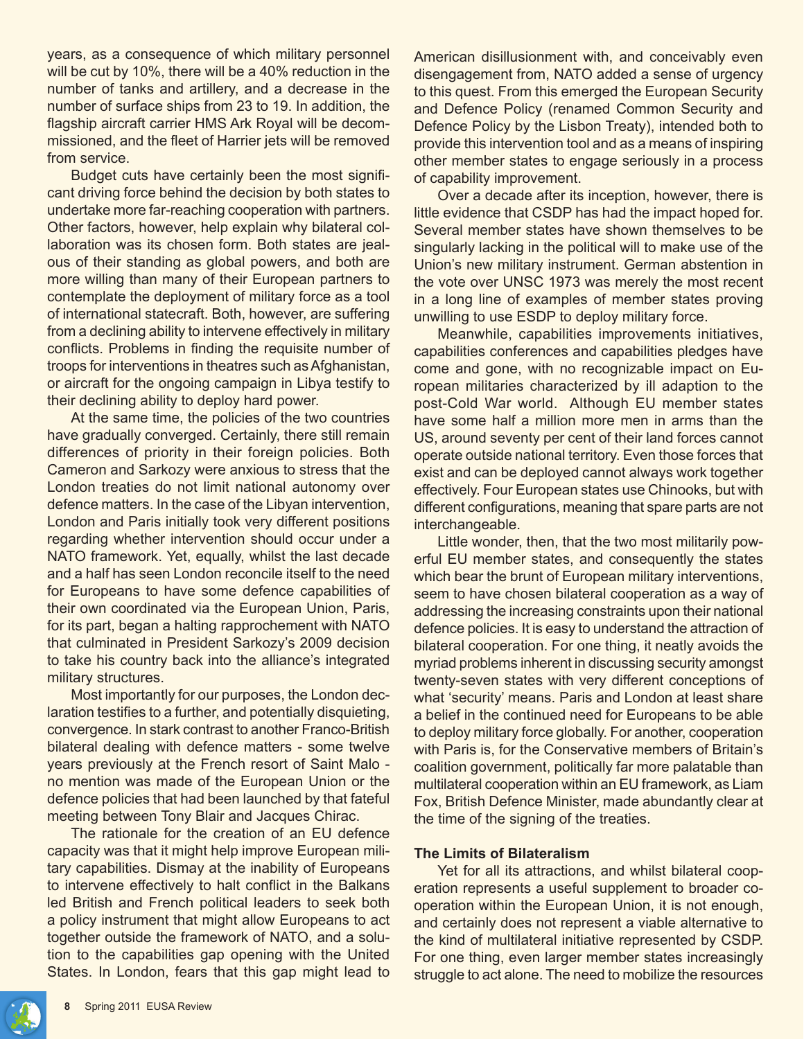years, as a consequence of which military personnel will be cut by 10%, there will be a 40% reduction in the number of tanks and artillery, and a decrease in the number of surface ships from 23 to 19. In addition, the flagship aircraft carrier HMS Ark Royal will be decommissioned, and the fleet of Harrier jets will be removed from service.

Budget cuts have certainly been the most significant driving force behind the decision by both states to undertake more far-reaching cooperation with partners. Other factors, however, help explain why bilateral collaboration was its chosen form. Both states are jealous of their standing as global powers, and both are more willing than many of their European partners to contemplate the deployment of military force as a tool of international statecraft. Both, however, are suffering from a declining ability to intervene effectively in military conflicts. Problems in finding the requisite number of troops for interventions in theatres such as Afghanistan, or aircraft for the ongoing campaign in Libya testify to their declining ability to deploy hard power.

At the same time, the policies of the two countries have gradually converged. Certainly, there still remain differences of priority in their foreign policies. Both Cameron and Sarkozy were anxious to stress that the London treaties do not limit national autonomy over defence matters. In the case of the Libyan intervention, London and Paris initially took very different positions regarding whether intervention should occur under a NATO framework. Yet, equally, whilst the last decade and a half has seen London reconcile itself to the need for Europeans to have some defence capabilities of their own coordinated via the European Union, Paris, for its part, began a halting rapprochement with NATO that culminated in President Sarkozy's 2009 decision to take his country back into the alliance's integrated military structures.

Most importantly for our purposes, the London declaration testifies to a further, and potentially disquieting, convergence. In stark contrast to another Franco-British bilateral dealing with defence matters - some twelve years previously at the French resort of Saint Malo - no mention was made of the European Union or the defence policies that had been launched by that fateful meeting between Tony Blair and Jacques Chirac.

The rationale for the creation of an EU defence capacity was that it might help improve European military capabilities. Dismay at the inability of Europeans to intervene effectively to halt conflict in the Balkans led British and French political leaders to seek both a policy instrument that might allow Europeans to act together outside the framework of NATO, and a solution to the capabilities gap opening with the United States. In London, fears that this gap might lead to American disillusionment with, and conceivably even disengagement from, NATO added a sense of urgency to this quest. From this emerged the European Security and Defence Policy (renamed Common Security and Defence Policy by the Lisbon Treaty), intended both to provide this intervention tool and as a means of inspiring other member states to engage seriously in a process of capability improvement.

Over a decade after its inception, however, there is little evidence that CSDP has had the impact hoped for. Several member states have shown themselves to be singularly lacking in the political will to make use of the Union's new military instrument. German abstention in the vote over UNSC 1973 was merely the most recent in a long line of examples of member states proving unwilling to use ESDP to deploy military force.

Meanwhile, capabilities improvements initiatives, capabilities conferences and capabilities pledges have come and gone, with no recognizable impact on European militaries characterized by ill adaption to the post-Cold War world. Although EU member states have some half a million more men in arms than the US, around seventy per cent of their land forces cannot operate outside national territory. Even those forces that exist and can be deployed cannot always work together effectively. Four European states use Chinooks, but with different configurations, meaning that spare parts are not interchangeable.

Little wonder, then, that the two most militarily powerful EU member states, and consequently the states which bear the brunt of European military interventions, seem to have chosen bilateral cooperation as a way of addressing the increasing constraints upon their national defence policies. It is easy to understand the attraction of bilateral cooperation. For one thing, it neatly avoids the myriad problems inherent in discussing security amongst twenty-seven states with very different conceptions of what 'security' means. Paris and London at least share a belief in the continued need for Europeans to be able to deploy military force globally. For another, cooperation with Paris is, for the Conservative members of Britain's coalition government, politically far more palatable than multilateral cooperation within an EU framework, as Liam Fox, British Defence Minister, made abundantly clear at the time of the signing of the treaties.

**The Limits of Bilateralism**

Yet for all its attractions, and whilst bilateral cooperation represents a useful supplement to broader cooperation within the European Union, it is not enough, and certainly does not represent a viable alternative to the kind of multilateral initiative represented by CSDP. For one thing, even larger member states increasingly struggle to act alone. The need to mobilize the resources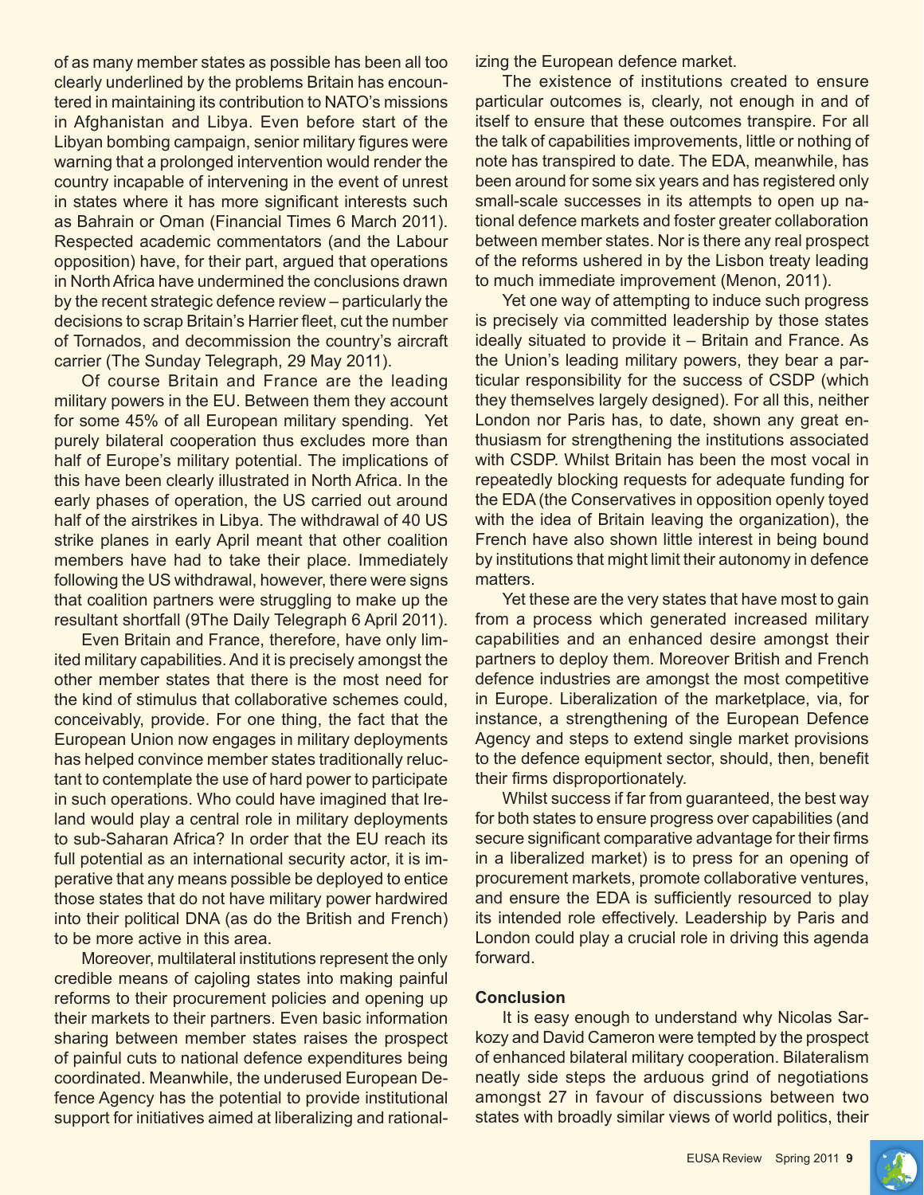of as many member states as possible has been all too clearly underlined by the problems Britain has encountered in maintaining its contribution to NATO's missions in Afghanistan and Libya. Even before start of the Libyan bombing campaign, senior military figures were warning that a prolonged intervention would render the country incapable of intervening in the event of unrest in states where it has more significant interests such as Bahrain or Oman (Financial Times 6 March 2011). Respected academic commentators (and the Labour opposition) have, for their part, argued that operations in North Africa have undermined the conclusions drawn by the recent strategic defence review – particularly the decisions to scrap Britain's Harrier fleet, cut the number of Tornados, and decommission the country's aircraft carrier (The Sunday Telegraph, 29 May 2011).

Of course Britain and France are the leading military powers in the EU. Between them they account for some 45% of all European military spending. Yet purely bilateral cooperation thus excludes more than half of Europe's military potential. The implications of this have been clearly illustrated in North Africa. In the early phases of operation, the US carried out around half of the airstrikes in Libya. The withdrawal of 40 US strike planes in early April meant that other coalition members have had to take their place. Immediately following the US withdrawal, however, there were signs that coalition partners were struggling to make up the resultant shortfall (9The Daily Telegraph 6 April 2011).

Even Britain and France, therefore, have only limited military capabilities. And it is precisely amongst the other member states that there is the most need for the kind of stimulus that collaborative schemes could, conceivably, provide. For one thing, the fact that the European Union now engages in military deployments has helped convince member states traditionally reluctant to contemplate the use of hard power to participate in such operations. Who could have imagined that Ireland would play a central role in military deployments to sub-Saharan Africa? In order that the EU reach its full potential as an international security actor, it is imperative that any means possible be deployed to entice those states that do not have military power hardwired into their political DNA (as do the British and French) to be more active in this area.

Moreover, multilateral institutions represent the only credible means of cajoling states into making painful reforms to their procurement policies and opening up their markets to their partners. Even basic information sharing between member states raises the prospect of painful cuts to national defence expenditures being coordinated. Meanwhile, the underused European Defence Agency has the potential to provide institutional support for initiatives aimed at liberalizing and rationalizing the European defence market.

The existence of institutions created to ensure particular outcomes is, clearly, not enough in and of itself to ensure that these outcomes transpire. For all the talk of capabilities improvements, little or nothing of note has transpired to date. The EDA, meanwhile, has been around for some six years and has registered only small-scale successes in its attempts to open up national defence markets and foster greater collaboration between member states. Nor is there any real prospect of the reforms ushered in by the Lisbon treaty leading to much immediate improvement (Menon, 2011).

Yet one way of attempting to induce such progress is precisely via committed leadership by those states ideally situated to provide it – Britain and France. As the Union's leading military powers, they bear a particular responsibility for the success of CSDP (which they themselves largely designed). For all this, neither London nor Paris has, to date, shown any great enthusiasm for strengthening the institutions associated with CSDP. Whilst Britain has been the most vocal in repeatedly blocking requests for adequate funding for the EDA (the Conservatives in opposition openly toyed with the idea of Britain leaving the organization), the French have also shown little interest in being bound by institutions that might limit their autonomy in defence matters.

Yet these are the very states that have most to gain from a process which generated increased military capabilities and an enhanced desire amongst their partners to deploy them. Moreover British and French defence industries are amongst the most competitive in Europe. Liberalization of the marketplace, via, for instance, a strengthening of the European Defence Agency and steps to extend single market provisions to the defence equipment sector, should, then, benefit their firms disproportionately.

Whilst success if far from guaranteed, the best way for both states to ensure progress over capabilities (and secure significant comparative advantage for their firms in a liberalized market) is to press for an opening of procurement markets, promote collaborative ventures, and ensure the EDA is sufficiently resourced to play its intended role effectively. Leadership by Paris and London could play a crucial role in driving this agenda forward.

**Conclusion**

It is easy enough to understand why Nicolas Sarkozy and David Cameron were tempted by the prospect of enhanced bilateral military cooperation. Bilateralism neatly side steps the arduous grind of negotiations amongst 27 in favour of discussions between two states with broadly similar views of world politics, their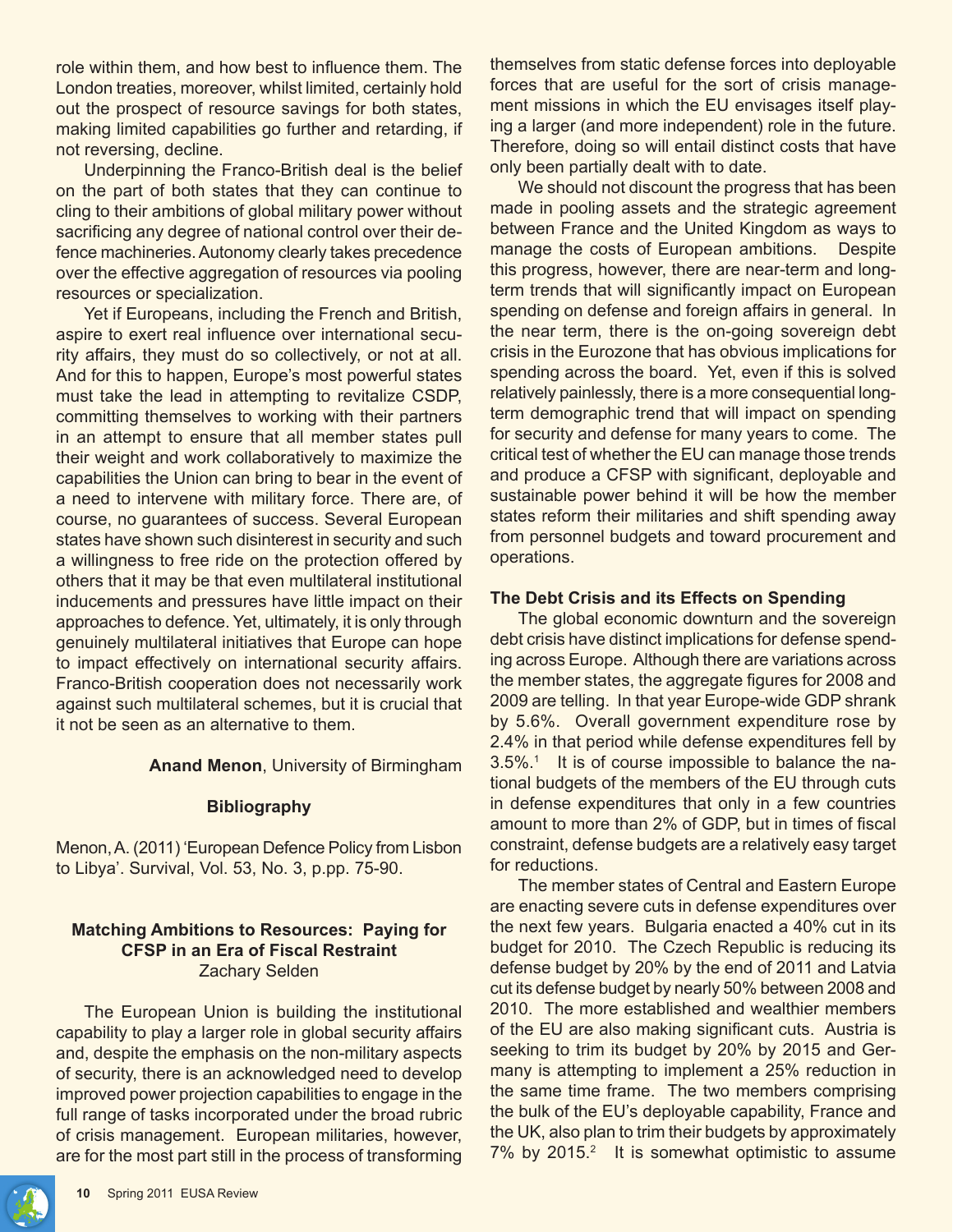role within them, and how best to influence them. The London treaties, moreover, whilst limited, certainly hold out the prospect of resource savings for both states, making limited capabilities go further and retarding, if not reversing, decline.

Underpinning the Franco-British deal is the belief on the part of both states that they can continue to cling to their ambitions of global military power without sacrificing any degree of national control over their defence machineries. Autonomy clearly takes precedence over the effective aggregation of resources via pooling resources or specialization.

Yet if Europeans, including the French and British, aspire to exert real influence over international security affairs, they must do so collectively, or not at all. And for this to happen, Europe's most powerful states must take the lead in attempting to revitalize CSDP, committing themselves to working with their partners in an attempt to ensure that all member states pull their weight and work collaboratively to maximize the capabilities the Union can bring to bear in the event of a need to intervene with military force. There are, of course, no guarantees of success. Several European states have shown such disinterest in security and such a willingness to free ride on the protection offered by others that it may be that even multilateral institutional inducements and pressures have little impact on their approaches to defence. Yet, ultimately, it is only through genuinely multilateral initiatives that Europe can hope to impact effectively on international security affairs. Franco-British cooperation does not necessarily work against such multilateral schemes, but it is crucial that it not be seen as an alternative to them.

**Anand Menon**, University of Birmingham

**Bibliography**

Menon, A. (2011) 'European Defence Policy from Lisbon to Libya'. Survival, Vol. 53, No. 3, p.pp. 75-90.

## Matching Ambitions to Resources: Paying for CFSP in an Era of Fiscal Restraint

Zachary Selden

The European Union is building the institutional capability to play a larger role in global security affairs and, despite the emphasis on the non-military aspects of security, there is an acknowledged need to develop improved power projection capabilities to engage in the full range of tasks incorporated under the broad rubric of crisis management. European militaries, however, are for the most part still in the process of transforming themselves from static defense forces into deployable forces that are useful for the sort of crisis management missions in which the EU envisages itself playing a larger (and more independent) role in the future. Therefore, doing so will entail distinct costs that have only been partially dealt with to date.

We should not discount the progress that has been made in pooling assets and the strategic agreement between France and the United Kingdom as ways to manage the costs of European ambitions. Despite this progress, however, there are near-term and long-term trends that will significantly impact on European spending on defense and foreign affairs in general. In the near term, there is the on-going sovereign debt crisis in the Eurozone that has obvious implications for spending across the board. Yet, even if this is solved relatively painlessly, there is a more consequential long-term demographic trend that will impact on spending for security and defense for many years to come. The critical test of whether the EU can manage those trends and produce a CFSP with significant, deployable and sustainable power behind it will be how the member states reform their militaries and shift spending away from personnel budgets and toward procurement and operations.

### The Debt Crisis and its Effects on Spending

The global economic downturn and the sovereign debt crisis have distinct implications for defense spending across Europe. Although there are variations across the member states, the aggregate figures for 2008 and 2009 are telling. In that year Europe-wide GDP shrank by 5.6%. Overall government expenditure rose by 2.4% in that period while defense expenditures fell by 3.5%.[1] It is of course impossible to balance the national budgets of the members of the EU through cuts in defense expenditures that only in a few countries amount to more than 2% of GDP, but in times of fiscal constraint, defense budgets are a relatively easy target for reductions.

The member states of Central and Eastern Europe are enacting severe cuts in defense expenditures over the next few years. Bulgaria enacted a 40% cut in its budget for 2010. The Czech Republic is reducing its defense budget by 20% by the end of 2011 and Latvia cut its defense budget by nearly 50% between 2008 and 2010. The more established and wealthier members of the EU are also making significant cuts. Austria is seeking to trim its budget by 20% by 2015 and Germany is attempting to implement a 25% reduction in the same time frame. The two members comprising the bulk of the EU's deployable capability, France and the UK, also plan to trim their budgets by approximately 7% by 2015.[2] It is somewhat optimistic to assume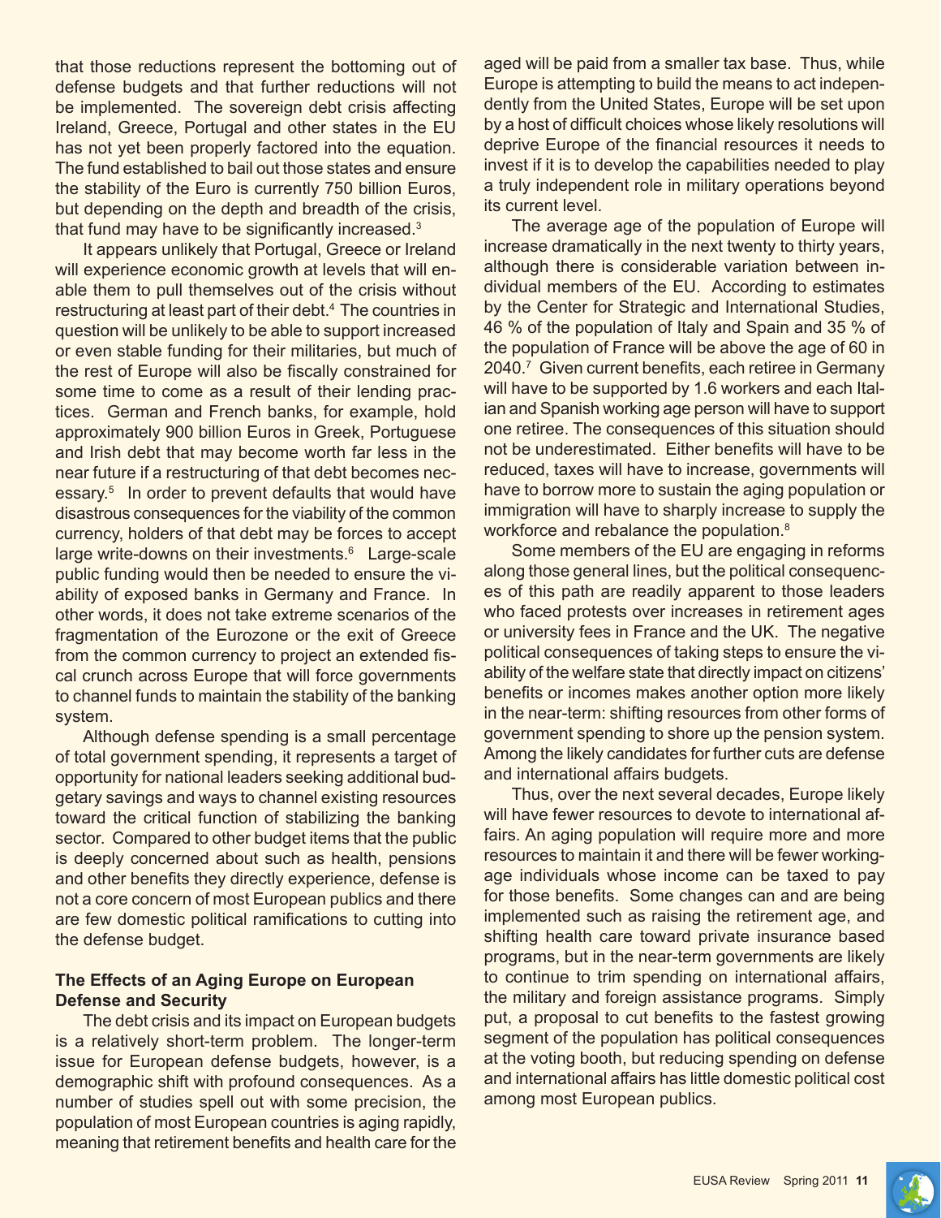that those reductions represent the bottoming out of defense budgets and that further reductions will not be implemented. The sovereign debt crisis affecting Ireland, Greece, Portugal and other states in the EU has not yet been properly factored into the equation. The fund established to bail out those states and ensure the stability of the Euro is currently 750 billion Euros, but depending on the depth and breadth of the crisis, that fund may have to be significantly increased.[3]

It appears unlikely that Portugal, Greece or Ireland will experience economic growth at levels that will enable them to pull themselves out of the crisis without restructuring at least part of their debt.[4] The countries in question will be unlikely to be able to support increased or even stable funding for their militaries, but much of the rest of Europe will also be fiscally constrained for some time to come as a result of their lending practices. German and French banks, for example, hold approximately 900 billion Euros in Greek, Portuguese and Irish debt that may become worth far less in the near future if a restructuring of that debt becomes necessary.[5] In order to prevent defaults that would have disastrous consequences for the viability of the common currency, holders of that debt may be forces to accept large write-downs on their investments.[6] Large-scale public funding would then be needed to ensure the viability of exposed banks in Germany and France. In other words, it does not take extreme scenarios of the fragmentation of the Eurozone or the exit of Greece from the common currency to project an extended fiscal crunch across Europe that will force governments to channel funds to maintain the stability of the banking system.

Although defense spending is a small percentage of total government spending, it represents a target of opportunity for national leaders seeking additional budgetary savings and ways to channel existing resources toward the critical function of stabilizing the banking sector. Compared to other budget items that the public is deeply concerned about such as health, pensions and other benefits they directly experience, defense is not a core concern of most European publics and there are few domestic political ramifications to cutting into the defense budget.

**The Effects of an Aging Europe on European Defense and Security**

The debt crisis and its impact on European budgets is a relatively short-term problem. The longer-term issue for European defense budgets, however, is a demographic shift with profound consequences. As a number of studies spell out with some precision, the population of most European countries is aging rapidly, meaning that retirement benefits and health care for the aged will be paid from a smaller tax base. Thus, while Europe is attempting to build the means to act independently from the United States, Europe will be set upon by a host of difficult choices whose likely resolutions will deprive Europe of the financial resources it needs to invest if it is to develop the capabilities needed to play a truly independent role in military operations beyond its current level.

The average age of the population of Europe will increase dramatically in the next twenty to thirty years, although there is considerable variation between individual members of the EU. According to estimates by the Center for Strategic and International Studies, 46 % of the population of Italy and Spain and 35 % of the population of France will be above the age of 60 in 2040.[7] Given current benefits, each retiree in Germany will have to be supported by 1.6 workers and each Italian and Spanish working age person will have to support one retiree. The consequences of this situation should not be underestimated. Either benefits will have to be reduced, taxes will have to increase, governments will have to borrow more to sustain the aging population or immigration will have to sharply increase to supply the workforce and rebalance the population.[8]

Some members of the EU are engaging in reforms along those general lines, but the political consequences of this path are readily apparent to those leaders who faced protests over increases in retirement ages or university fees in France and the UK. The negative political consequences of taking steps to ensure the viability of the welfare state that directly impact on citizens' benefits or incomes makes another option more likely in the near-term: shifting resources from other forms of government spending to shore up the pension system. Among the likely candidates for further cuts are defense and international affairs budgets.

Thus, over the next several decades, Europe likely will have fewer resources to devote to international affairs. An aging population will require more and more resources to maintain it and there will be fewer working-age individuals whose income can be taxed to pay for those benefits. Some changes can and are being implemented such as raising the retirement age, and shifting health care toward private insurance based programs, but in the near-term governments are likely to continue to trim spending on international affairs, the military and foreign assistance programs. Simply put, a proposal to cut benefits to the fastest growing segment of the population has political consequences at the voting booth, but reducing spending on defense and international affairs has little domestic political cost among most European publics.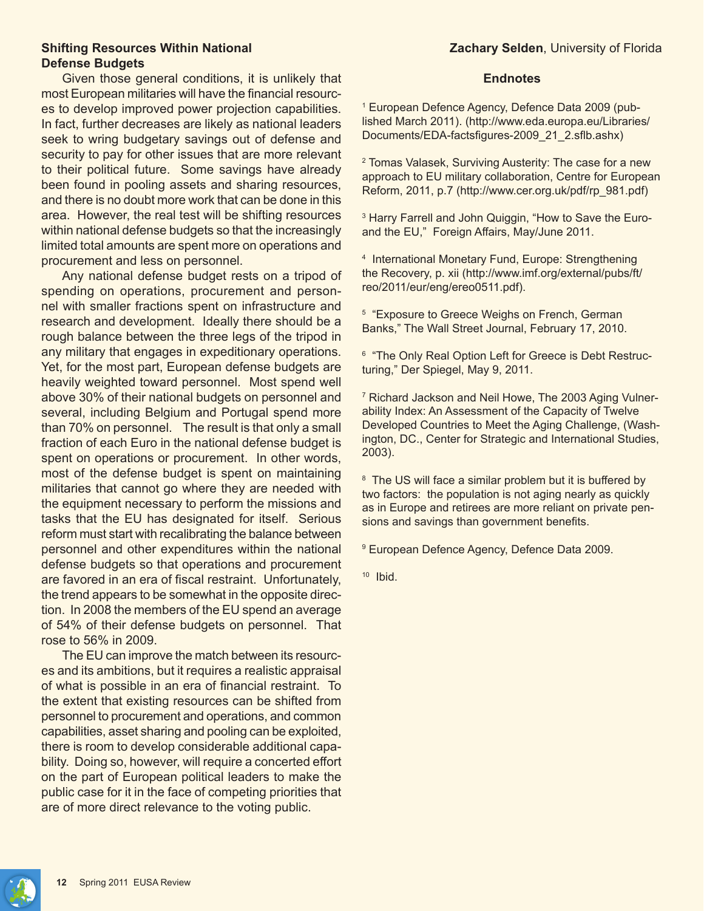## Shifting Resources Within National Defense Budgets

Given those general conditions, it is unlikely that most European militaries will have the financial resources to develop improved power projection capabilities. In fact, further decreases are likely as national leaders seek to wring budgetary savings out of defense and security to pay for other issues that are more relevant to their political future. Some savings have already been found in pooling assets and sharing resources, and there is no doubt more work that can be done in this area. However, the real test will be shifting resources within national defense budgets so that the increasingly limited total amounts are spent more on operations and procurement and less on personnel.

Any national defense budget rests on a tripod of spending on operations, procurement and personnel with smaller fractions spent on infrastructure and research and development. Ideally there should be a rough balance between the three legs of the tripod in any military that engages in expeditionary operations. Yet, for the most part, European defense budgets are heavily weighted toward personnel. Most spend well above 30% of their national budgets on personnel and several, including Belgium and Portugal spend more than 70% on personnel. The result is that only a small fraction of each Euro in the national defense budget is spent on operations or procurement. In other words, most of the defense budget is spent on maintaining militaries that cannot go where they are needed with the equipment necessary to perform the missions and tasks that the EU has designated for itself. Serious reform must start with recalibrating the balance between personnel and other expenditures within the national defense budgets so that operations and procurement are favored in an era of fiscal restraint. Unfortunately, the trend appears to be somewhat in the opposite direction. In 2008 the members of the EU spend an average of 54% of their defense budgets on personnel. That rose to 56% in 2009.

The EU can improve the match between its resources and its ambitions, but it requires a realistic appraisal of what is possible in an era of financial restraint. To the extent that existing resources can be shifted from personnel to procurement and operations, and common capabilities, asset sharing and pooling can be exploited, there is room to develop considerable additional capability. Doing so, however, will require a concerted effort on the part of European political leaders to make the public case for it in the face of competing priorities that are of more direct relevance to the voting public.

**Zachary Selden**, University of Florida

### Endnotes

[1] European Defence Agency, Defence Data 2009 (published March 2011). (http://www.eda.europa.eu/Libraries/Documents/EDA-factsfigures-2009_21_2.sflb.ashx)

[2] Tomas Valasek, Surviving Austerity: The case for a new approach to EU military collaboration, Centre for European Reform, 2011, p.7 (http://www.cer.org.uk/pdf/rp_981.pdf)

[3] Harry Farrell and John Quiggin, "How to Save the Euro-and the EU," Foreign Affairs, May/June 2011.

[4] International Monetary Fund, Europe: Strengthening the Recovery, p. xii (http://www.imf.org/external/pubs/ft/reo/2011/eur/eng/ereo0511.pdf).

[5] "Exposure to Greece Weighs on French, German Banks," The Wall Street Journal, February 17, 2010.

[6] "The Only Real Option Left for Greece is Debt Restructuring," Der Spiegel, May 9, 2011.

[7] Richard Jackson and Neil Howe, The 2003 Aging Vulnerability Index: An Assessment of the Capacity of Twelve Developed Countries to Meet the Aging Challenge, (Washington, DC., Center for Strategic and International Studies, 2003).

[8] The US will face a similar problem but it is buffered by two factors: the population is not aging nearly as quickly as in Europe and retirees are more reliant on private pensions and savings than government benefits.

[9] European Defence Agency, Defence Data 2009.

[10] Ibid.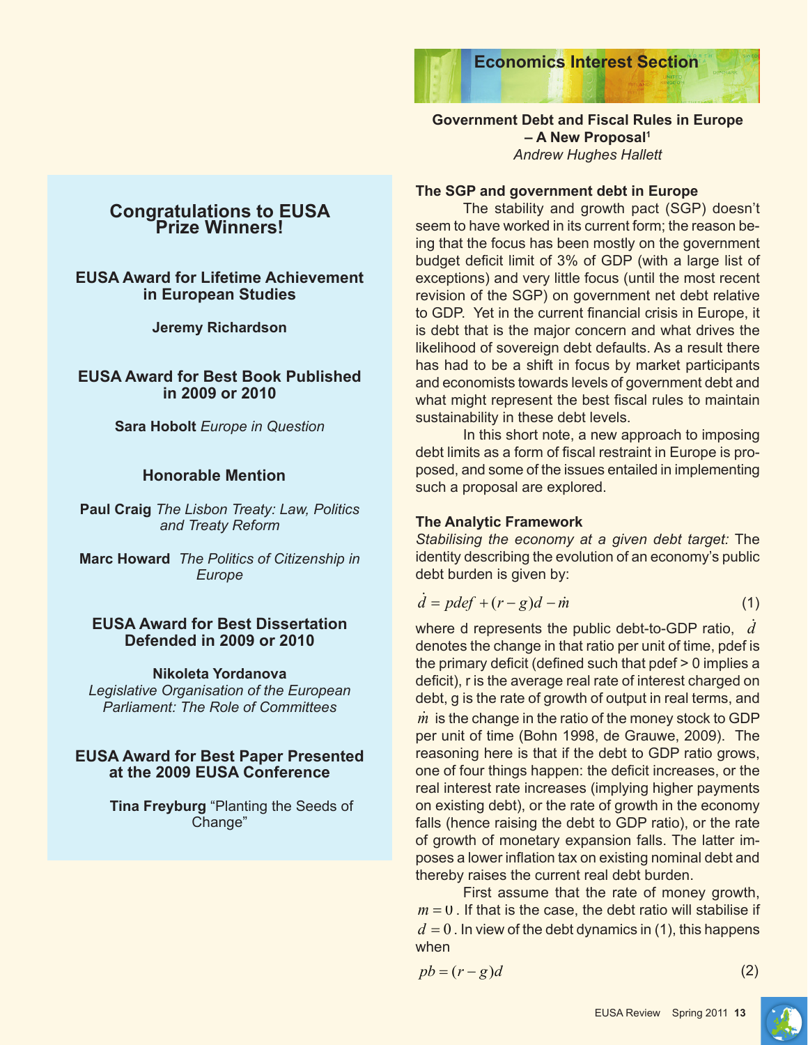## Congratulations to EUSA Prize Winners!

### EUSA Award for Lifetime Achievement in European Studies

**Jeremy Richardson**

### EUSA Award for Best Book Published in 2009 or 2010

**Sara Hobolt** *Europe in Question*

### Honorable Mention

**Paul Craig** *The Lisbon Treaty: Law, Politics and Treaty Reform*

**Marc Howard** *The Politics of Citizenship in Europe*

### EUSA Award for Best Dissertation Defended in 2009 or 2010

**Nikoleta Yordanova**
*Legislative Organisation of the European Parliament: The Role of Committees*

### EUSA Award for Best Paper Presented at the 2009 EUSA Conference

**Tina Freyburg** "Planting the Seeds of Change"

# Economics Interest Section

## Government Debt and Fiscal Rules in Europe – A New Proposal[1]

*Andrew Hughes Hallett*

### The SGP and government debt in Europe

The stability and growth pact (SGP) doesn't seem to have worked in its current form; the reason being that the focus has been mostly on the government budget deficit limit of 3% of GDP (with a large list of exceptions) and very little focus (until the most recent revision of the SGP) on government net debt relative to GDP. Yet in the current financial crisis in Europe, it is debt that is the major concern and what drives the likelihood of sovereign debt defaults. As a result there has had to be a shift in focus by market participants and economists towards levels of government debt and what might represent the best fiscal rules to maintain sustainability in these debt levels.

In this short note, a new approach to imposing debt limits as a form of fiscal restraint in Europe is proposed, and some of the issues entailed in implementing such a proposal are explored.

### The Analytic Framework

*Stabilising the economy at a given debt target:* The identity describing the evolution of an economy's public debt burden is given by:

$$\dot{d} = pdef + (r - g)d - \dot{m} \qquad (1)$$

where d represents the public debt-to-GDP ratio, $\dot{d}$ denotes the change in that ratio per unit of time, pdef is the primary deficit (defined such that pdef > 0 implies a deficit), r is the average real rate of interest charged on debt, g is the rate of growth of output in real terms, and $\dot{m}$ is the change in the ratio of the money stock to GDP per unit of time (Bohn 1998, de Grauwe, 2009). The reasoning here is that if the debt to GDP ratio grows, one of four things happen: the deficit increases, or the real interest rate increases (implying higher payments on existing debt), or the rate of growth in the economy falls (hence raising the debt to GDP ratio), or the rate of growth of monetary expansion falls. The latter imposes a lower inflation tax on existing nominal debt and thereby raises the current real debt burden.

First assume that the rate of money growth, $\dot{m} = 0$. If that is the case, the debt ratio will stabilise if $\dot{d} = 0$. In view of the debt dynamics in (1), this happens when

$$pb = (r - g)d \qquad (2)$$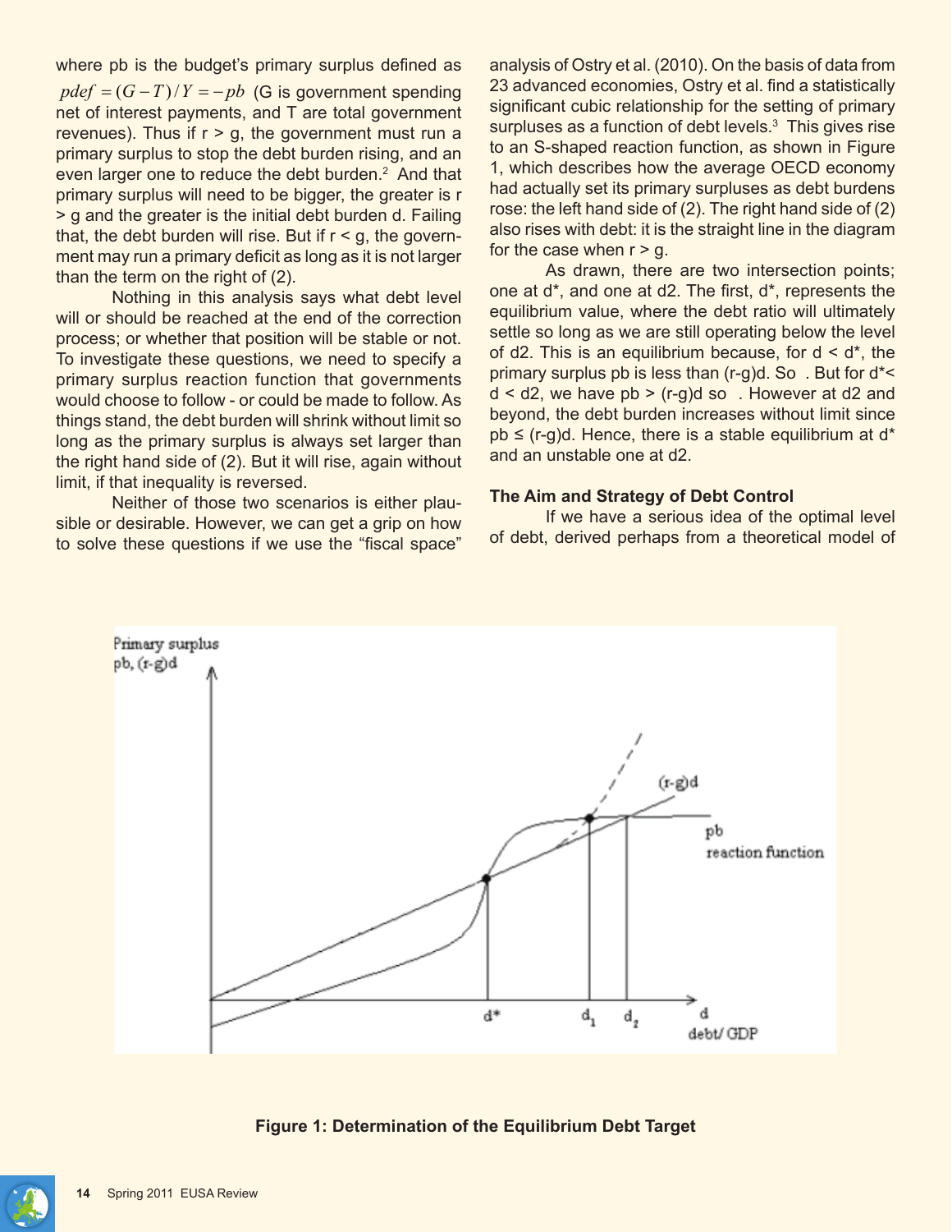where pb is the budget's primary surplus defined as $pdef = (G - T)/Y = -pb$ (G is government spending net of interest payments, and T are total government revenues). Thus if r > g, the government must run a primary surplus to stop the debt burden rising, and an even larger one to reduce the debt burden.[2] And that primary surplus will need to be bigger, the greater is r > g and the greater is the initial debt burden d. Failing that, the debt burden will rise. But if r < g, the government may run a primary deficit as long as it is not larger than the term on the right of (2).

Nothing in this analysis says what debt level will or should be reached at the end of the correction process; or whether that position will be stable or not. To investigate these questions, we need to specify a primary surplus reaction function that governments would choose to follow - or could be made to follow. As things stand, the debt burden will shrink without limit so long as the primary surplus is always set larger than the right hand side of (2). But it will rise, again without limit, if that inequality is reversed.

Neither of those two scenarios is either plausible or desirable. However, we can get a grip on how to solve these questions if we use the "fiscal space" analysis of Ostry et al. (2010). On the basis of data from 23 advanced economies, Ostry et al. find a statistically significant cubic relationship for the setting of primary surpluses as a function of debt levels.[3] This gives rise to an S-shaped reaction function, as shown in Figure 1, which describes how the average OECD economy had actually set its primary surpluses as debt burdens rose: the left hand side of (2). The right hand side of (2) also rises with debt: it is the straight line in the diagram for the case when r > g.

As drawn, there are two intersection points; one at d*, and one at d2. The first, d*, represents the equilibrium value, where the debt ratio will ultimately settle so long as we are still operating below the level of d2. This is an equilibrium because, for d < d*, the primary surplus pb is less than (r-g)d. So . But for d*< d < d2, we have pb > (r-g)d so . However at d2 and beyond, the debt burden increases without limit since pb ≤ (r-g)d. Hence, there is a stable equilibrium at d* and an unstable one at d2.

## The Aim and Strategy of Debt Control

If we have a serious idea of the optimal level of debt, derived perhaps from a theoretical model of

**Figure 1: Determination of the Equilibrium Debt Target**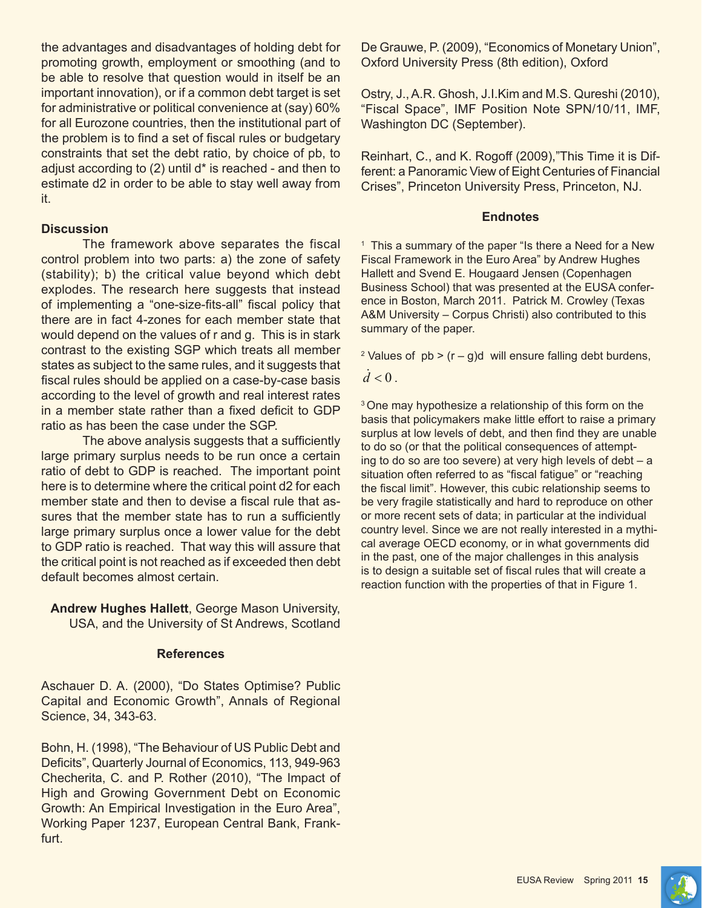the advantages and disadvantages of holding debt for promoting growth, employment or smoothing (and to be able to resolve that question would in itself be an important innovation), or if a common debt target is set for administrative or political convenience at (say) 60% for all Eurozone countries, then the institutional part of the problem is to find a set of fiscal rules or budgetary constraints that set the debt ratio, by choice of pb, to adjust according to (2) until d* is reached - and then to estimate d2 in order to be able to stay well away from it.

### Discussion

The framework above separates the fiscal control problem into two parts: a) the zone of safety (stability); b) the critical value beyond which debt explodes. The research here suggests that instead of implementing a "one-size-fits-all" fiscal policy that there are in fact 4-zones for each member state that would depend on the values of r and g. This is in stark contrast to the existing SGP which treats all member states as subject to the same rules, and it suggests that fiscal rules should be applied on a case-by-case basis according to the level of growth and real interest rates in a member state rather than a fixed deficit to GDP ratio as has been the case under the SGP.

The above analysis suggests that a sufficiently large primary surplus needs to be run once a certain ratio of debt to GDP is reached. The important point here is to determine where the critical point d2 for each member state and then to devise a fiscal rule that assures that the member state has to run a sufficiently large primary surplus once a lower value for the debt to GDP ratio is reached. That way this will assure that the critical point is not reached as if exceeded then debt default becomes almost certain.

**Andrew Hughes Hallett**, George Mason University, USA, and the University of St Andrews, Scotland

### References

Aschauer D. A. (2000), "Do States Optimise? Public Capital and Economic Growth", Annals of Regional Science, 34, 343-63.

Bohn, H. (1998), "The Behaviour of US Public Debt and Deficits", Quarterly Journal of Economics, 113, 949-963

Checherita, C. and P. Rother (2010), "The Impact of High and Growing Government Debt on Economic Growth: An Empirical Investigation in the Euro Area", Working Paper 1237, European Central Bank, Frankfurt.

De Grauwe, P. (2009), "Economics of Monetary Union", Oxford University Press (8th edition), Oxford

Ostry, J., A.R. Ghosh, J.I.Kim and M.S. Qureshi (2010), "Fiscal Space", IMF Position Note SPN/10/11, IMF, Washington DC (September).

Reinhart, C., and K. Rogoff (2009),"This Time it is Different: a Panoramic View of Eight Centuries of Financial Crises", Princeton University Press, Princeton, NJ.

### Endnotes

[1] This a summary of the paper "Is there a Need for a New Fiscal Framework in the Euro Area" by Andrew Hughes Hallett and Svend E. Hougaard Jensen (Copenhagen Business School) that was presented at the EUSA conference in Boston, March 2011. Patrick M. Crowley (Texas A&M University – Corpus Christi) also contributed to this summary of the paper.

[2] Values of pb > (r – g)d will ensure falling debt burdens, $\dot{d} < 0$.

[3] One may hypothesize a relationship of this form on the basis that policymakers make little effort to raise a primary surplus at low levels of debt, and then find they are unable to do so (or that the political consequences of attempting to do so are too severe) at very high levels of debt – a situation often referred to as "fiscal fatigue" or "reaching the fiscal limit". However, this cubic relationship seems to be very fragile statistically and hard to reproduce on other or more recent sets of data; in particular at the individual country level. Since we are not really interested in a mythical average OECD economy, or in what governments did in the past, one of the major challenges in this analysis is to design a suitable set of fiscal rules that will create a reaction function with the properties of that in Figure 1.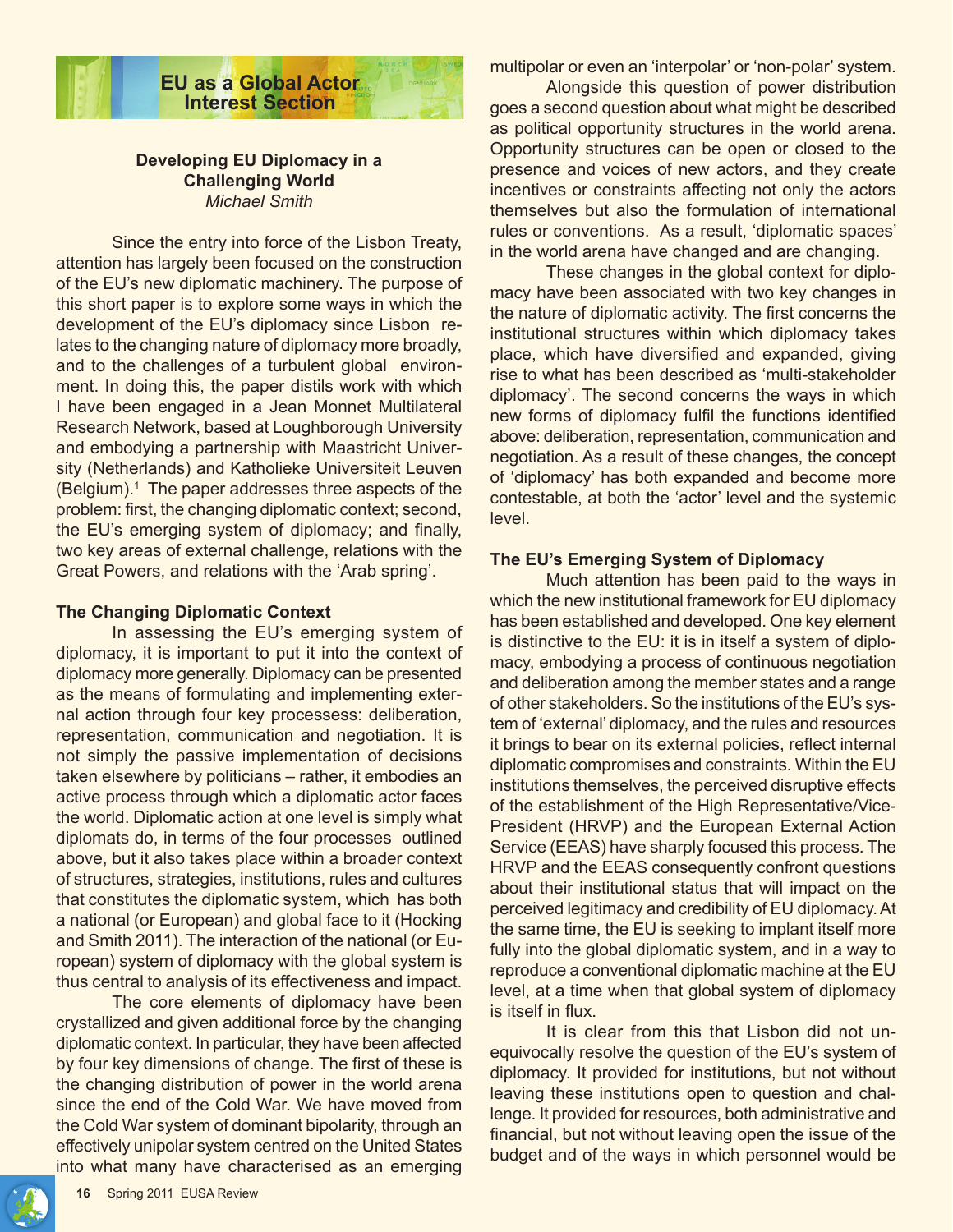## EU as a Global Actor Interest Section

### Developing EU Diplomacy in a Challenging World

*Michael Smith*

Since the entry into force of the Lisbon Treaty, attention has largely been focused on the construction of the EU's new diplomatic machinery. The purpose of this short paper is to explore some ways in which the development of the EU's diplomacy since Lisbon relates to the changing nature of diplomacy more broadly, and to the challenges of a turbulent global environment. In doing this, the paper distils work with which I have been engaged in a Jean Monnet Multilateral Research Network, based at Loughborough University and embodying a partnership with Maastricht University (Netherlands) and Katholieke Universiteit Leuven (Belgium).[1] The paper addresses three aspects of the problem: first, the changing diplomatic context; second, the EU's emerging system of diplomacy; and finally, two key areas of external challenge, relations with the Great Powers, and relations with the 'Arab spring'.

#### The Changing Diplomatic Context

In assessing the EU's emerging system of diplomacy, it is important to put it into the context of diplomacy more generally. Diplomacy can be presented as the means of formulating and implementing external action through four key processses: deliberation, representation, communication and negotiation. It is not simply the passive implementation of decisions taken elsewhere by politicians – rather, it embodies an active process through which a diplomatic actor faces the world. Diplomatic action at one level is simply what diplomats do, in terms of the four processes outlined above, but it also takes place within a broader context of structures, strategies, institutions, rules and cultures that constitutes the diplomatic system, which has both a national (or European) and global face to it (Hocking and Smith 2011). The interaction of the national (or European) system of diplomacy with the global system is thus central to analysis of its effectiveness and impact.

The core elements of diplomacy have been crystallized and given additional force by the changing diplomatic context. In particular, they have been affected by four key dimensions of change. The first of these is the changing distribution of power in the world arena since the end of the Cold War. We have moved from the Cold War system of dominant bipolarity, through an effectively unipolar system centred on the United States into what many have characterised as an emerging multipolar or even an 'interpolar' or 'non-polar' system.

Alongside this question of power distribution goes a second question about what might be described as political opportunity structures in the world arena. Opportunity structures can be open or closed to the presence and voices of new actors, and they create incentives or constraints affecting not only the actors themselves but also the formulation of international rules or conventions. As a result, 'diplomatic spaces' in the world arena have changed and are changing.

These changes in the global context for diplomacy have been associated with two key changes in the nature of diplomatic activity. The first concerns the institutional structures within which diplomacy takes place, which have diversified and expanded, giving rise to what has been described as 'multi-stakeholder diplomacy'. The second concerns the ways in which new forms of diplomacy fulfil the functions identified above: deliberation, representation, communication and negotiation. As a result of these changes, the concept of 'diplomacy' has both expanded and become more contestable, at both the 'actor' level and the systemic level.

#### The EU's Emerging System of Diplomacy

Much attention has been paid to the ways in which the new institutional framework for EU diplomacy has been established and developed. One key element is distinctive to the EU: it is in itself a system of diplomacy, embodying a process of continuous negotiation and deliberation among the member states and a range of other stakeholders. So the institutions of the EU's system of 'external' diplomacy, and the rules and resources it brings to bear on its external policies, reflect internal diplomatic compromises and constraints. Within the EU institutions themselves, the perceived disruptive effects of the establishment of the High Representative/Vice-President (HRVP) and the European External Action Service (EEAS) have sharply focused this process. The HRVP and the EEAS consequently confront questions about their institutional status that will impact on the perceived legitimacy and credibility of EU diplomacy. At the same time, the EU is seeking to implant itself more fully into the global diplomatic system, and in a way to reproduce a conventional diplomatic machine at the EU level, at a time when that global system of diplomacy is itself in flux.

It is clear from this that Lisbon did not unequivocally resolve the question of the EU's system of diplomacy. It provided for institutions, but not without leaving these institutions open to question and challenge. It provided for resources, both administrative and financial, but not without leaving open the issue of the budget and of the ways in which personnel would be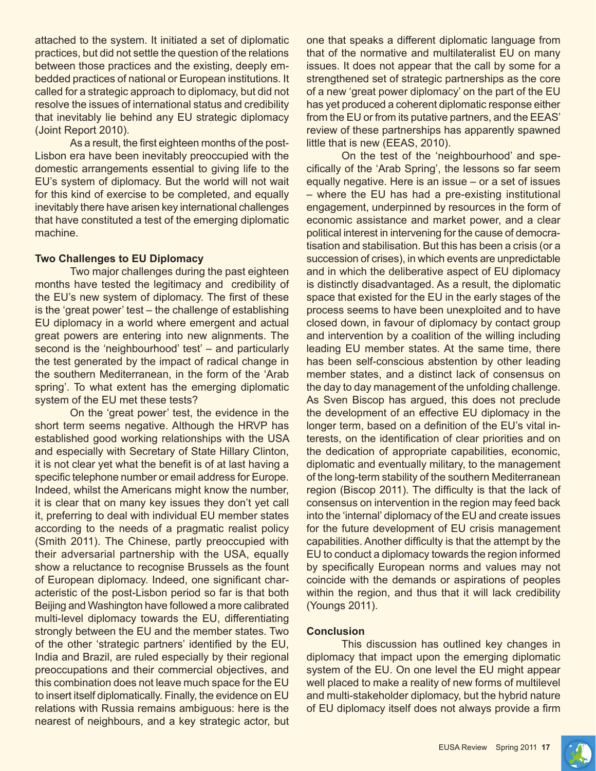attached to the system. It initiated a set of diplomatic practices, but did not settle the question of the relations between those practices and the existing, deeply embedded practices of national or European institutions. It called for a strategic approach to diplomacy, but did not resolve the issues of international status and credibility that inevitably lie behind any EU strategic diplomacy (Joint Report 2010).

As a result, the first eighteen months of the post-Lisbon era have been inevitably preoccupied with the domestic arrangements essential to giving life to the EU's system of diplomacy. But the world will not wait for this kind of exercise to be completed, and equally inevitably there have arisen key international challenges that have constituted a test of the emerging diplomatic machine.

**Two Challenges to EU Diplomacy**

Two major challenges during the past eighteen months have tested the legitimacy and credibility of the EU's new system of diplomacy. The first of these is the 'great power' test – the challenge of establishing EU diplomacy in a world where emergent and actual great powers are entering into new alignments. The second is the 'neighbourhood' test' – and particularly the test generated by the impact of radical change in the southern Mediterranean, in the form of the 'Arab spring'. To what extent has the emerging diplomatic system of the EU met these tests?

On the 'great power' test, the evidence in the short term seems negative. Although the HRVP has established good working relationships with the USA and especially with Secretary of State Hillary Clinton, it is not clear yet what the benefit is of at last having a specific telephone number or email address for Europe. Indeed, whilst the Americans might know the number, it is clear that on many key issues they don't yet call it, preferring to deal with individual EU member states according to the needs of a pragmatic realist policy (Smith 2011). The Chinese, partly preoccupied with their adversarial partnership with the USA, equally show a reluctance to recognise Brussels as the fount of European diplomacy. Indeed, one significant characteristic of the post-Lisbon period so far is that both Beijing and Washington have followed a more calibrated multi-level diplomacy towards the EU, differentiating strongly between the EU and the member states. Two of the other 'strategic partners' identified by the EU, India and Brazil, are ruled especially by their regional preoccupations and their commercial objectives, and this combination does not leave much space for the EU to insert itself diplomatically. Finally, the evidence on EU relations with Russia remains ambiguous: here is the nearest of neighbours, and a key strategic actor, but one that speaks a different diplomatic language from that of the normative and multilateralist EU on many issues. It does not appear that the call by some for a strengthened set of strategic partnerships as the core of a new 'great power diplomacy' on the part of the EU has yet produced a coherent diplomatic response either from the EU or from its putative partners, and the EEAS' review of these partnerships has apparently spawned little that is new (EEAS, 2010).

On the test of the 'neighbourhood' and specifically of the 'Arab Spring', the lessons so far seem equally negative. Here is an issue – or a set of issues – where the EU has had a pre-existing institutional engagement, underpinned by resources in the form of economic assistance and market power, and a clear political interest in intervening for the cause of democratisation and stabilisation. But this has been a crisis (or a succession of crises), in which events are unpredictable and in which the deliberative aspect of EU diplomacy is distinctly disadvantaged. As a result, the diplomatic space that existed for the EU in the early stages of the process seems to have been unexploited and to have closed down, in favour of diplomacy by contact group and intervention by a coalition of the willing including leading EU member states. At the same time, there has been self-conscious abstention by other leading member states, and a distinct lack of consensus on the day to day management of the unfolding challenge. As Sven Biscop has argued, this does not preclude the development of an effective EU diplomacy in the longer term, based on a definition of the EU's vital interests, on the identification of clear priorities and on the dedication of appropriate capabilities, economic, diplomatic and eventually military, to the management of the long-term stability of the southern Mediterranean region (Biscop 2011). The difficulty is that the lack of consensus on intervention in the region may feed back into the 'internal' diplomacy of the EU and create issues for the future development of EU crisis management capabilities. Another difficulty is that the attempt by the EU to conduct a diplomacy towards the region informed by specifically European norms and values may not coincide with the demands or aspirations of peoples within the region, and thus that it will lack credibility (Youngs 2011).

**Conclusion**

This discussion has outlined key changes in diplomacy that impact upon the emerging diplomatic system of the EU. On one level the EU might appear well placed to make a reality of new forms of multilevel and multi-stakeholder diplomacy, but the hybrid nature of EU diplomacy itself does not always provide a firm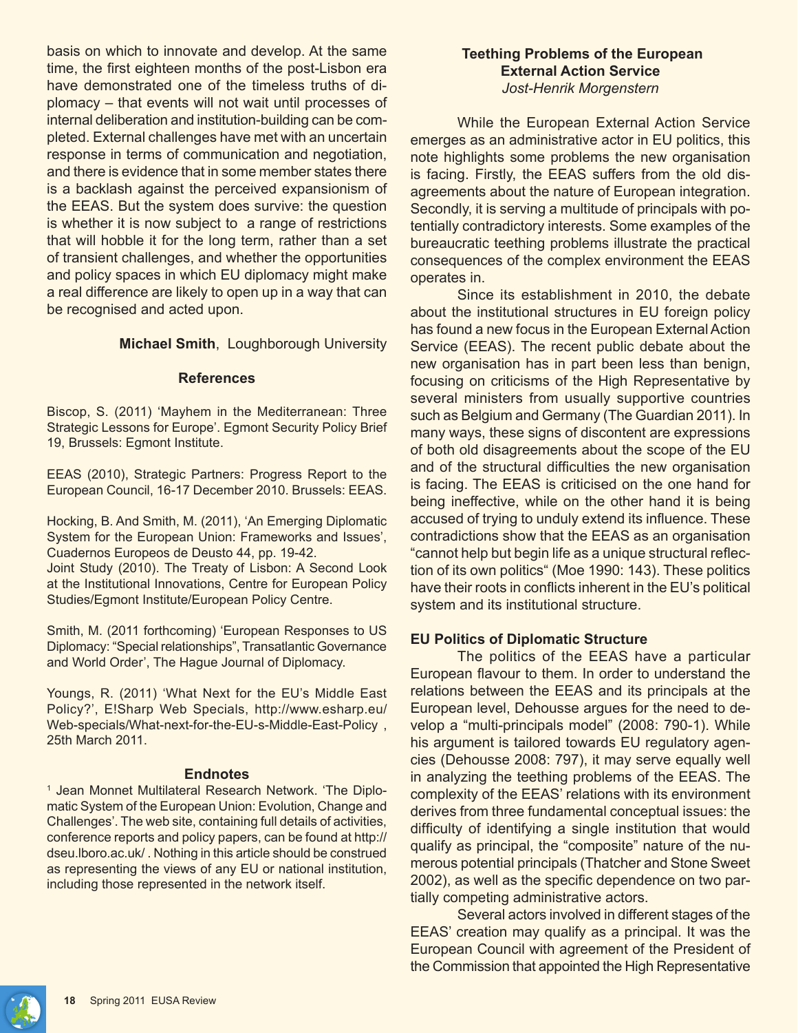basis on which to innovate and develop. At the same time, the first eighteen months of the post-Lisbon era have demonstrated one of the timeless truths of diplomacy – that events will not wait until processes of internal deliberation and institution-building can be completed. External challenges have met with an uncertain response in terms of communication and negotiation, and there is evidence that in some member states there is a backlash against the perceived expansionism of the EEAS. But the system does survive: the question is whether it is now subject to a range of restrictions that will hobble it for the long term, rather than a set of transient challenges, and whether the opportunities and policy spaces in which EU diplomacy might make a real difference are likely to open up in a way that can be recognised and acted upon.

**Michael Smith**, Loughborough University

### References

Biscop, S. (2011) 'Mayhem in the Mediterranean: Three Strategic Lessons for Europe'. Egmont Security Policy Brief 19, Brussels: Egmont Institute.

EEAS (2010), Strategic Partners: Progress Report to the European Council, 16-17 December 2010. Brussels: EEAS.

Hocking, B. And Smith, M. (2011), 'An Emerging Diplomatic System for the European Union: Frameworks and Issues', Cuadernos Europeos de Deusto 44, pp. 19-42.

Joint Study (2010). The Treaty of Lisbon: A Second Look at the Institutional Innovations, Centre for European Policy Studies/Egmont Institute/European Policy Centre.

Smith, M. (2011 forthcoming) 'European Responses to US Diplomacy: "Special relationships", Transatlantic Governance and World Order', The Hague Journal of Diplomacy.

Youngs, R. (2011) 'What Next for the EU's Middle East Policy?', E!Sharp Web Specials, http://www.esharp.eu/Web-specials/What-next-for-the-EU-s-Middle-East-Policy , 25th March 2011.

### Endnotes

[1] Jean Monnet Multilateral Research Network. 'The Diplomatic System of the European Union: Evolution, Change and Challenges'. The web site, containing full details of activities, conference reports and policy papers, can be found at http://dseu.lboro.ac.uk/ . Nothing in this article should be construed as representing the views of any EU or national institution, including those represented in the network itself.

## Teething Problems of the European External Action Service

*Jost-Henrik Morgenstern*

While the European External Action Service emerges as an administrative actor in EU politics, this note highlights some problems the new organisation is facing. Firstly, the EEAS suffers from the old disagreements about the nature of European integration. Secondly, it is serving a multitude of principals with potentially contradictory interests. Some examples of the bureaucratic teething problems illustrate the practical consequences of the complex environment the EEAS operates in.

Since its establishment in 2010, the debate about the institutional structures in EU foreign policy has found a new focus in the European External Action Service (EEAS). The recent public debate about the new organisation has in part been less than benign, focusing on criticisms of the High Representative by several ministers from usually supportive countries such as Belgium and Germany (The Guardian 2011). In many ways, these signs of discontent are expressions of both old disagreements about the scope of the EU and of the structural difficulties the new organisation is facing. The EEAS is criticised on the one hand for being ineffective, while on the other hand it is being accused of trying to unduly extend its influence. These contradictions show that the EEAS as an organisation "cannot help but begin life as a unique structural reflection of its own politics" (Moe 1990: 143). These politics have their roots in conflicts inherent in the EU's political system and its institutional structure.

### EU Politics of Diplomatic Structure

The politics of the EEAS have a particular European flavour to them. In order to understand the relations between the EEAS and its principals at the European level, Dehousse argues for the need to develop a "multi-principals model" (2008: 790-1). While his argument is tailored towards EU regulatory agencies (Dehousse 2008: 797), it may serve equally well in analyzing the teething problems of the EEAS. The complexity of the EEAS' relations with its environment derives from three fundamental conceptual issues: the difficulty of identifying a single institution that would qualify as principal, the "composite" nature of the numerous potential principals (Thatcher and Stone Sweet 2002), as well as the specific dependence on two partially competing administrative actors.

Several actors involved in different stages of the EEAS' creation may qualify as a principal. It was the European Council with agreement of the President of the Commission that appointed the High Representative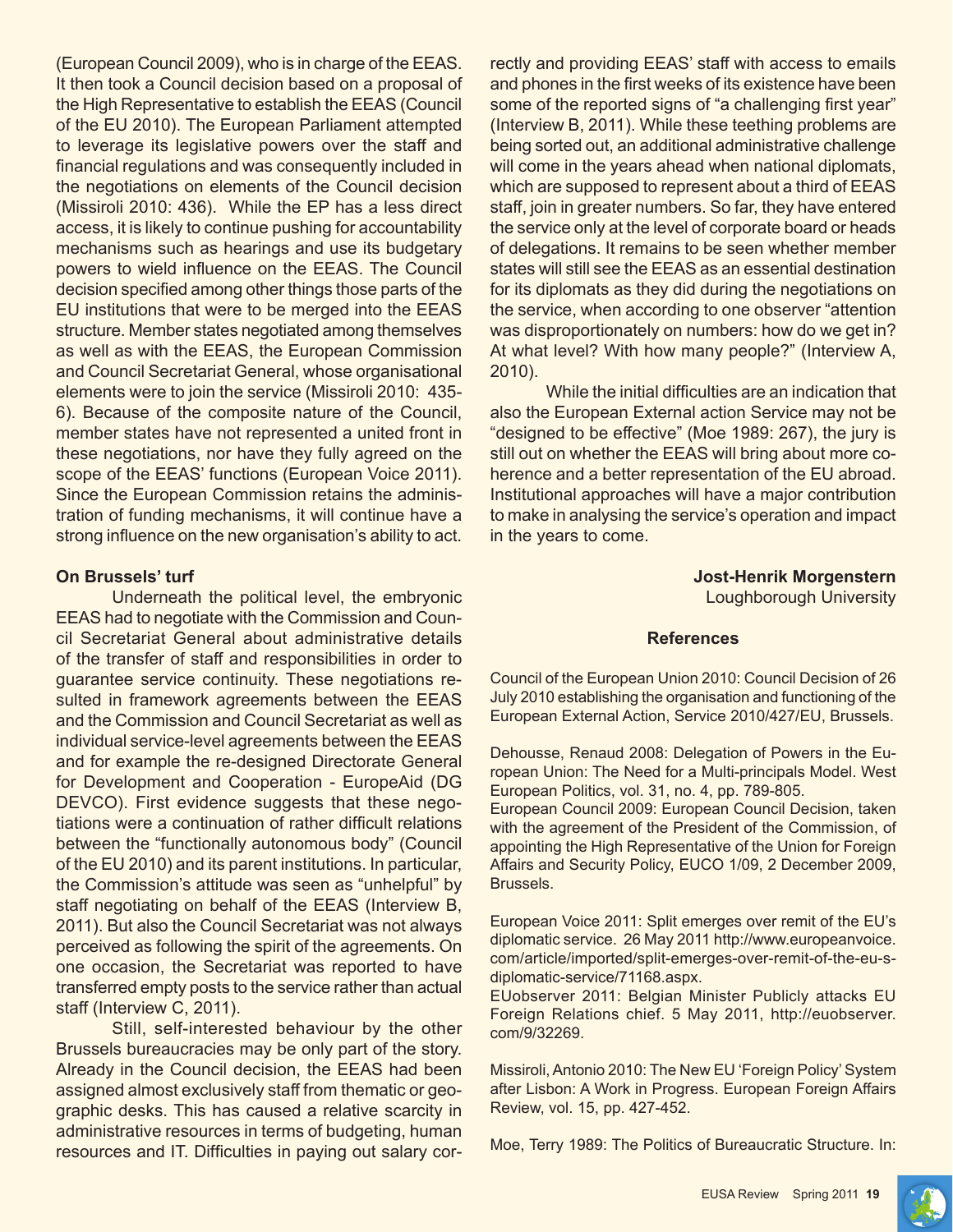(European Council 2009), who is in charge of the EEAS. It then took a Council decision based on a proposal of the High Representative to establish the EEAS (Council of the EU 2010). The European Parliament attempted to leverage its legislative powers over the staff and financial regulations and was consequently included in the negotiations on elements of the Council decision (Missiroli 2010: 436). While the EP has a less direct access, it is likely to continue pushing for accountability mechanisms such as hearings and use its budgetary powers to wield influence on the EEAS. The Council decision specified among other things those parts of the EU institutions that were to be merged into the EEAS structure. Member states negotiated among themselves as well as with the EEAS, the European Commission and Council Secretariat General, whose organisational elements were to join the service (Missiroli 2010: 435-6). Because of the composite nature of the Council, member states have not represented a united front in these negotiations, nor have they fully agreed on the scope of the EEAS' functions (European Voice 2011). Since the European Commission retains the administration of funding mechanisms, it will continue have a strong influence on the new organisation's ability to act.

**On Brussels' turf**

Underneath the political level, the embryonic EEAS had to negotiate with the Commission and Council Secretariat General about administrative details of the transfer of staff and responsibilities in order to guarantee service continuity. These negotiations resulted in framework agreements between the EEAS and the Commission and Council Secretariat as well as individual service-level agreements between the EEAS and for example the re-designed Directorate General for Development and Cooperation - EuropeAid (DG DEVCO). First evidence suggests that these negotiations were a continuation of rather difficult relations between the "functionally autonomous body" (Council of the EU 2010) and its parent institutions. In particular, the Commission's attitude was seen as "unhelpful" by staff negotiating on behalf of the EEAS (Interview B, 2011). But also the Council Secretariat was not always perceived as following the spirit of the agreements. On one occasion, the Secretariat was reported to have transferred empty posts to the service rather than actual staff (Interview C, 2011).

Still, self-interested behaviour by the other Brussels bureaucracies may be only part of the story. Already in the Council decision, the EEAS had been assigned almost exclusively staff from thematic or geographic desks. This has caused a relative scarcity in administrative resources in terms of budgeting, human resources and IT. Difficulties in paying out salary correctly and providing EEAS' staff with access to emails and phones in the first weeks of its existence have been some of the reported signs of "a challenging first year" (Interview B, 2011). While these teething problems are being sorted out, an additional administrative challenge will come in the years ahead when national diplomats, which are supposed to represent about a third of EEAS staff, join in greater numbers. So far, they have entered the service only at the level of corporate board or heads of delegations. It remains to be seen whether member states will still see the EEAS as an essential destination for its diplomats as they did during the negotiations on the service, when according to one observer "attention was disproportionately on numbers: how do we get in? At what level? With how many people?" (Interview A, 2010).

While the initial difficulties are an indication that also the European External action Service may not be "designed to be effective" (Moe 1989: 267), the jury is still out on whether the EEAS will bring about more coherence and a better representation of the EU abroad. Institutional approaches will have a major contribution to make in analysing the service's operation and impact in the years to come.

**Jost-Henrik Morgenstern**
Loughborough University

**References**

Council of the European Union 2010: Council Decision of 26 July 2010 establishing the organisation and functioning of the European External Action, Service 2010/427/EU, Brussels.

Dehousse, Renaud 2008: Delegation of Powers in the European Union: The Need for a Multi-principals Model. West European Politics, vol. 31, no. 4, pp. 789-805.

European Council 2009: European Council Decision, taken with the agreement of the President of the Commission, of appointing the High Representative of the Union for Foreign Affairs and Security Policy, EUCO 1/09, 2 December 2009, Brussels.

European Voice 2011: Split emerges over remit of the EU's diplomatic service. 26 May 2011 http://www.europeanvoice.com/article/imported/split-emerges-over-remit-of-the-eu-s-diplomatic-service/71168.aspx.

EUobserver 2011: Belgian Minister Publicly attacks EU Foreign Relations chief. 5 May 2011, http://euobserver.com/9/32269.

Missiroli, Antonio 2010: The New EU 'Foreign Policy' System after Lisbon: A Work in Progress. European Foreign Affairs Review, vol. 15, pp. 427-452.

Moe, Terry 1989: The Politics of Bureaucratic Structure. In: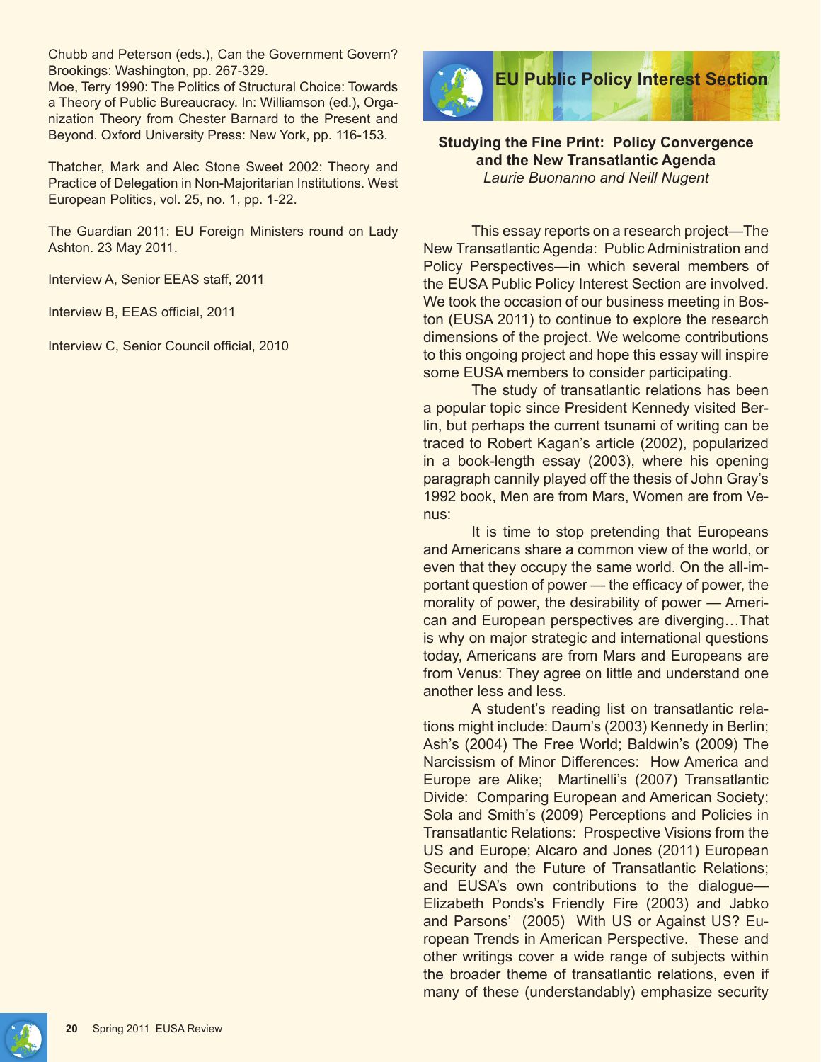Chubb and Peterson (eds.), Can the Government Govern? Brookings: Washington, pp. 267-329.

Moe, Terry 1990: The Politics of Structural Choice: Towards a Theory of Public Bureaucracy. In: Williamson (ed.), Organization Theory from Chester Barnard to the Present and Beyond. Oxford University Press: New York, pp. 116-153.

Thatcher, Mark and Alec Stone Sweet 2002: Theory and Practice of Delegation in Non-Majoritarian Institutions. West European Politics, vol. 25, no. 1, pp. 1-22.

The Guardian 2011: EU Foreign Ministers round on Lady Ashton. 23 May 2011.

Interview A, Senior EEAS staff, 2011

Interview B, EEAS official, 2011

Interview C, Senior Council official, 2010

# EU Public Policy Interest Section

## Studying the Fine Print: Policy Convergence and the New Transatlantic Agenda

*Laurie Buonanno and Neill Nugent*

This essay reports on a research project—The New Transatlantic Agenda: Public Administration and Policy Perspectives—in which several members of the EUSA Public Policy Interest Section are involved. We took the occasion of our business meeting in Boston (EUSA 2011) to continue to explore the research dimensions of the project. We welcome contributions to this ongoing project and hope this essay will inspire some EUSA members to consider participating.

The study of transatlantic relations has been a popular topic since President Kennedy visited Berlin, but perhaps the current tsunami of writing can be traced to Robert Kagan's article (2002), popularized in a book-length essay (2003), where his opening paragraph cannily played off the thesis of John Gray's 1992 book, Men are from Mars, Women are from Venus:

It is time to stop pretending that Europeans and Americans share a common view of the world, or even that they occupy the same world. On the all-important question of power — the efficacy of power, the morality of power, the desirability of power — American and European perspectives are diverging…That is why on major strategic and international questions today, Americans are from Mars and Europeans are from Venus: They agree on little and understand one another less and less.

A student's reading list on transatlantic relations might include: Daum's (2003) Kennedy in Berlin; Ash's (2004) The Free World; Baldwin's (2009) The Narcissism of Minor Differences: How America and Europe are Alike; Martinelli's (2007) Transatlantic Divide: Comparing European and American Society; Sola and Smith's (2009) Perceptions and Policies in Transatlantic Relations: Prospective Visions from the US and Europe; Alcaro and Jones (2011) European Security and the Future of Transatlantic Relations; and EUSA's own contributions to the dialogue—Elizabeth Ponds's Friendly Fire (2003) and Jabko and Parsons' (2005) With US or Against US? European Trends in American Perspective. These and other writings cover a wide range of subjects within the broader theme of transatlantic relations, even if many of these (understandably) emphasize security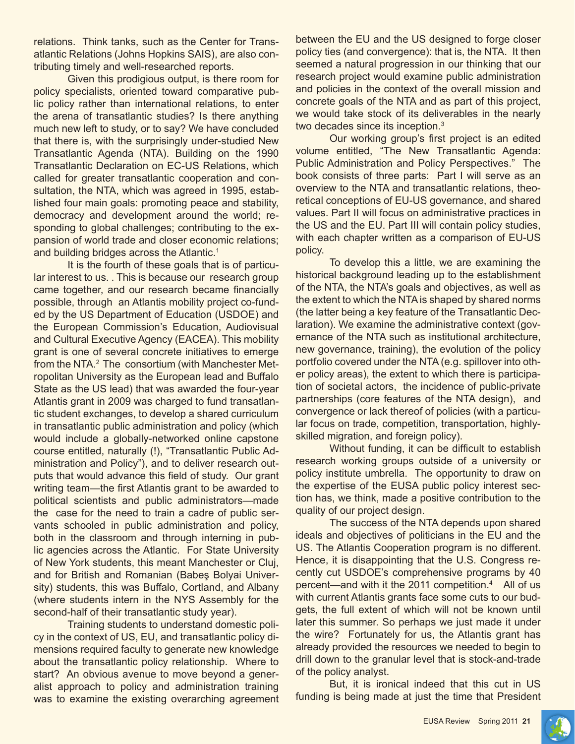relations. Think tanks, such as the Center for Transatlantic Relations (Johns Hopkins SAIS), are also contributing timely and well-researched reports.

Given this prodigious output, is there room for policy specialists, oriented toward comparative public policy rather than international relations, to enter the arena of transatlantic studies? Is there anything much new left to study, or to say? We have concluded that there is, with the surprisingly under-studied New Transatlantic Agenda (NTA). Building on the 1990 Transatlantic Declaration on EC-US Relations, which called for greater transatlantic cooperation and consultation, the NTA, which was agreed in 1995, established four main goals: promoting peace and stability, democracy and development around the world; responding to global challenges; contributing to the expansion of world trade and closer economic relations; and building bridges across the Atlantic.[1]

It is the fourth of these goals that is of particular interest to us. . This is because our research group came together, and our research became financially possible, through an Atlantis mobility project co-funded by the US Department of Education (USDOE) and the European Commission's Education, Audiovisual and Cultural Executive Agency (EACEA). This mobility grant is one of several concrete initiatives to emerge from the NTA.[2] The consortium (with Manchester Metropolitan University as the European lead and Buffalo State as the US lead) that was awarded the four-year Atlantis grant in 2009 was charged to fund transatlantic student exchanges, to develop a shared curriculum in transatlantic public administration and policy (which would include a globally-networked online capstone course entitled, naturally (!), "Transatlantic Public Administration and Policy"), and to deliver research outputs that would advance this field of study. Our grant writing team—the first Atlantis grant to be awarded to political scientists and public administrators—made the case for the need to train a cadre of public servants schooled in public administration and policy, both in the classroom and through interning in public agencies across the Atlantic. For State University of New York students, this meant Manchester or Cluj, and for British and Romanian (Babeş Bolyai University) students, this was Buffalo, Cortland, and Albany (where students intern in the NYS Assembly for the second-half of their transatlantic study year).

Training students to understand domestic policy in the context of US, EU, and transatlantic policy dimensions required faculty to generate new knowledge about the transatlantic policy relationship. Where to start? An obvious avenue to move beyond a generalist approach to policy and administration training was to examine the existing overarching agreement between the EU and the US designed to forge closer policy ties (and convergence): that is, the NTA. It then seemed a natural progression in our thinking that our research project would examine public administration and policies in the context of the overall mission and concrete goals of the NTA and as part of this project, we would take stock of its deliverables in the nearly two decades since its inception.[3]

Our working group's first project is an edited volume entitled, "The New Transatlantic Agenda: Public Administration and Policy Perspectives." The book consists of three parts: Part I will serve as an overview to the NTA and transatlantic relations, theoretical conceptions of EU-US governance, and shared values. Part II will focus on administrative practices in the US and the EU. Part III will contain policy studies, with each chapter written as a comparison of EU-US policy.

To develop this a little, we are examining the historical background leading up to the establishment of the NTA, the NTA's goals and objectives, as well as the extent to which the NTA is shaped by shared norms (the latter being a key feature of the Transatlantic Declaration). We examine the administrative context (governance of the NTA such as institutional architecture, new governance, training), the evolution of the policy portfolio covered under the NTA (e.g. spillover into other policy areas), the extent to which there is participation of societal actors, the incidence of public-private partnerships (core features of the NTA design), and convergence or lack thereof of policies (with a particular focus on trade, competition, transportation, highly-skilled migration, and foreign policy).

Without funding, it can be difficult to establish research working groups outside of a university or policy institute umbrella. The opportunity to draw on the expertise of the EUSA public policy interest section has, we think, made a positive contribution to the quality of our project design.

The success of the NTA depends upon shared ideals and objectives of politicians in the EU and the US. The Atlantis Cooperation program is no different. Hence, it is disappointing that the U.S. Congress recently cut USDOE's comprehensive programs by 40 percent—and with it the 2011 competition.[4] All of us with current Atlantis grants face some cuts to our budgets, the full extent of which will not be known until later this summer. So perhaps we just made it under the wire? Fortunately for us, the Atlantis grant has already provided the resources we needed to begin to drill down to the granular level that is stock-and-trade of the policy analyst.

But, it is ironical indeed that this cut in US funding is being made at just the time that President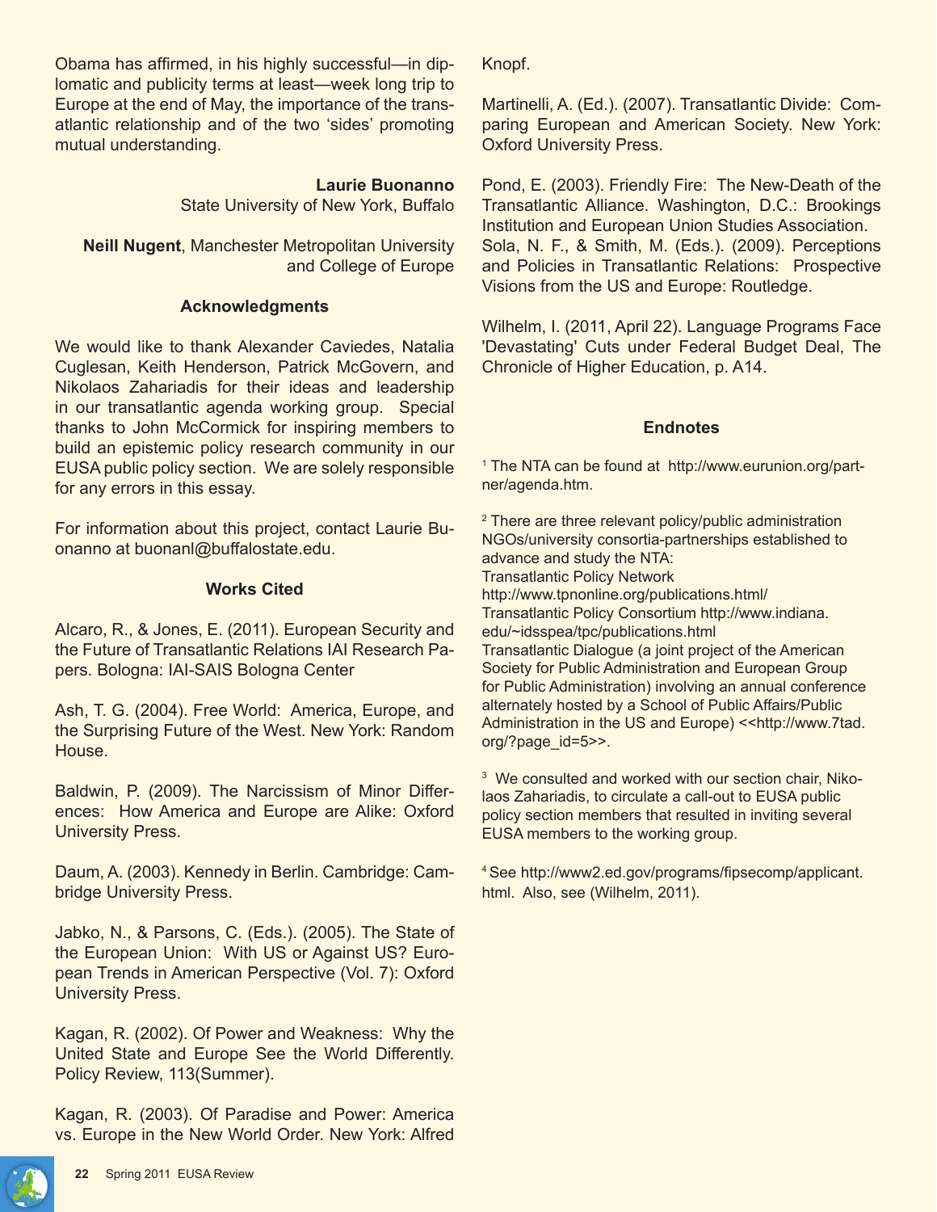Obama has affirmed, in his highly successful—in diplomatic and publicity terms at least—week long trip to Europe at the end of May, the importance of the transatlantic relationship and of the two 'sides' promoting mutual understanding.

**Laurie Buonanno**
State University of New York, Buffalo

**Neill Nugent**, Manchester Metropolitan University and College of Europe

### Acknowledgments

We would like to thank Alexander Caviedes, Natalia Cuglesan, Keith Henderson, Patrick McGovern, and Nikolaos Zahariadis for their ideas and leadership in our transatlantic agenda working group. Special thanks to John McCormick for inspiring members to build an epistemic policy research community in our EUSA public policy section. We are solely responsible for any errors in this essay.

For information about this project, contact Laurie Buonanno at buonanl@buffalostate.edu.

### Works Cited

Alcaro, R., & Jones, E. (2011). European Security and the Future of Transatlantic Relations IAI Research Papers. Bologna: IAI-SAIS Bologna Center

Ash, T. G. (2004). Free World: America, Europe, and the Surprising Future of the West. New York: Random House.

Baldwin, P. (2009). The Narcissism of Minor Differences: How America and Europe are Alike: Oxford University Press.

Daum, A. (2003). Kennedy in Berlin. Cambridge: Cambridge University Press.

Jabko, N., & Parsons, C. (Eds.). (2005). The State of the European Union: With US or Against US? European Trends in American Perspective (Vol. 7): Oxford University Press.

Kagan, R. (2002). Of Power and Weakness: Why the United State and Europe See the World Differently. Policy Review, 113(Summer).

Kagan, R. (2003). Of Paradise and Power: America vs. Europe in the New World Order. New York: Alfred Knopf.

Martinelli, A. (Ed.). (2007). Transatlantic Divide: Comparing European and American Society. New York: Oxford University Press.

Pond, E. (2003). Friendly Fire: The New-Death of the Transatlantic Alliance. Washington, D.C.: Brookings Institution and European Union Studies Association.

Sola, N. F., & Smith, M. (Eds.). (2009). Perceptions and Policies in Transatlantic Relations: Prospective Visions from the US and Europe: Routledge.

Wilhelm, I. (2011, April 22). Language Programs Face 'Devastating' Cuts under Federal Budget Deal, The Chronicle of Higher Education, p. A14.

### Endnotes

[1] The NTA can be found at http://www.eurunion.org/partner/agenda.htm.

[2] There are three relevant policy/public administration NGOs/university consortia-partnerships established to advance and study the NTA:
Transatlantic Policy Network http://www.tpnonline.org/publications.html/
Transatlantic Policy Consortium http://www.indiana.edu/~idsspea/tpc/publications.html
Transatlantic Dialogue (a joint project of the American Society for Public Administration and European Group for Public Administration) involving an annual conference alternately hosted by a School of Public Affairs/Public Administration in the US and Europe) <<http://www.7tad.org/?page_id=5>>.

[3] We consulted and worked with our section chair, Nikolaos Zahariadis, to circulate a call-out to EUSA public policy section members that resulted in inviting several EUSA members to the working group.

[4] See http://www2.ed.gov/programs/fipsecomp/applicant.html. Also, see (Wilhelm, 2011).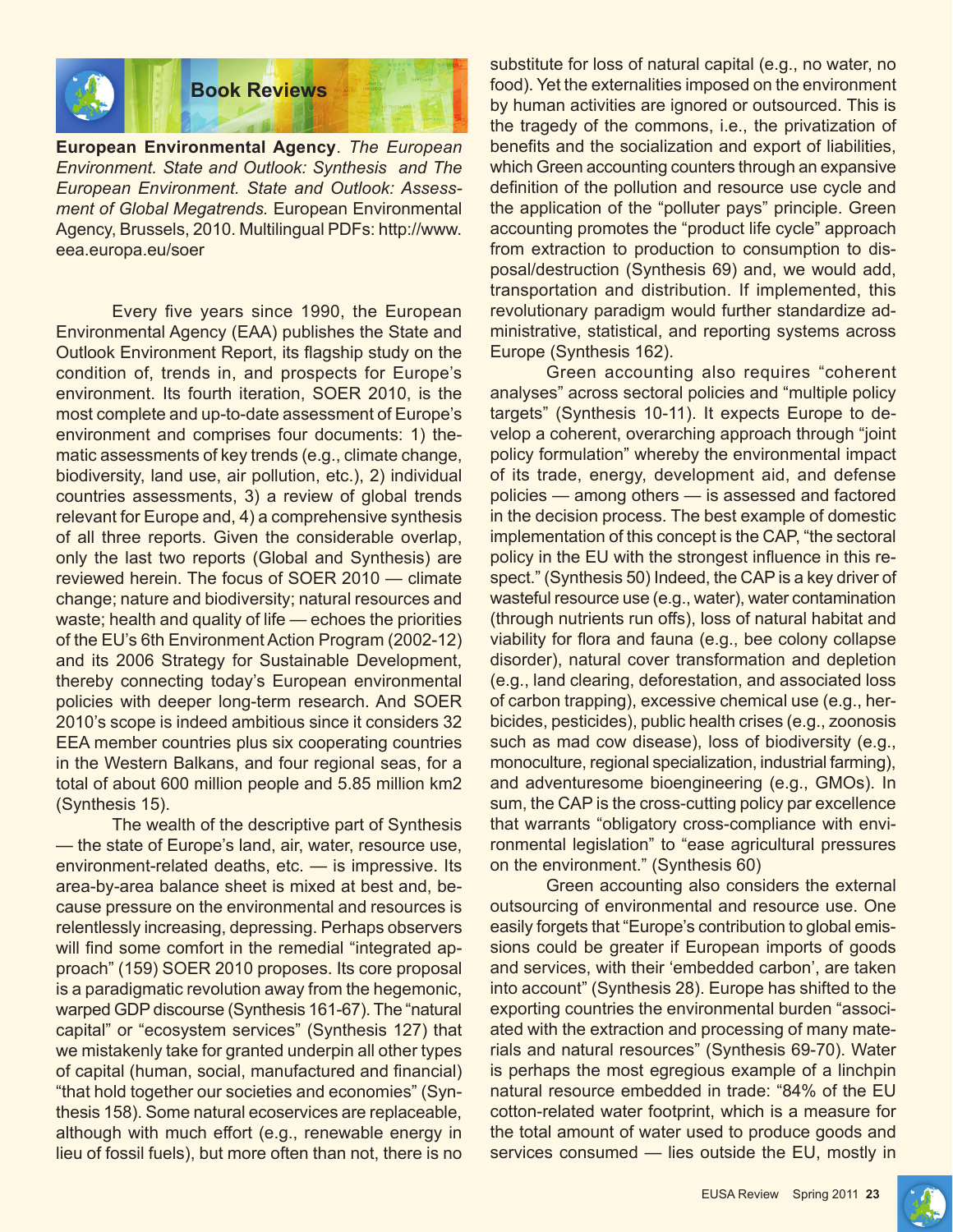# Book Reviews

**European Environmental Agency**. *The European Environment. State and Outlook: Synthesis and The European Environment. State and Outlook: Assessment of Global Megatrends.* European Environmental Agency, Brussels, 2010. Multilingual PDFs: http://www.eea.europa.eu/soer

Every five years since 1990, the European Environmental Agency (EAA) publishes the State and Outlook Environment Report, its flagship study on the condition of, trends in, and prospects for Europe's environment. Its fourth iteration, SOER 2010, is the most complete and up-to-date assessment of Europe's environment and comprises four documents: 1) thematic assessments of key trends (e.g., climate change, biodiversity, land use, air pollution, etc.), 2) individual countries assessments, 3) a review of global trends relevant for Europe and, 4) a comprehensive synthesis of all three reports. Given the considerable overlap, only the last two reports (Global and Synthesis) are reviewed herein. The focus of SOER 2010 — climate change; nature and biodiversity; natural resources and waste; health and quality of life — echoes the priorities of the EU's 6th Environment Action Program (2002-12) and its 2006 Strategy for Sustainable Development, thereby connecting today's European environmental policies with deeper long-term research. And SOER 2010's scope is indeed ambitious since it considers 32 EEA member countries plus six cooperating countries in the Western Balkans, and four regional seas, for a total of about 600 million people and 5.85 million km2 (Synthesis 15).

The wealth of the descriptive part of Synthesis — the state of Europe's land, air, water, resource use, environment-related deaths, etc. — is impressive. Its area-by-area balance sheet is mixed at best and, because pressure on the environmental and resources is relentlessly increasing, depressing. Perhaps observers will find some comfort in the remedial "integrated approach" (159) SOER 2010 proposes. Its core proposal is a paradigmatic revolution away from the hegemonic, warped GDP discourse (Synthesis 161-67). The "natural capital" or "ecosystem services" (Synthesis 127) that we mistakenly take for granted underpin all other types of capital (human, social, manufactured and financial) "that hold together our societies and economies" (Synthesis 158). Some natural ecoservices are replaceable, although with much effort (e.g., renewable energy in lieu of fossil fuels), but more often than not, there is no substitute for loss of natural capital (e.g., no water, no food). Yet the externalities imposed on the environment by human activities are ignored or outsourced. This is the tragedy of the commons, i.e., the privatization of benefits and the socialization and export of liabilities, which Green accounting counters through an expansive definition of the pollution and resource use cycle and the application of the "polluter pays" principle. Green accounting promotes the "product life cycle" approach from extraction to production to consumption to disposal/destruction (Synthesis 69) and, we would add, transportation and distribution. If implemented, this revolutionary paradigm would further standardize administrative, statistical, and reporting systems across Europe (Synthesis 162).

Green accounting also requires "coherent analyses" across sectoral policies and "multiple policy targets" (Synthesis 10-11). It expects Europe to develop a coherent, overarching approach through "joint policy formulation" whereby the environmental impact of its trade, energy, development aid, and defense policies — among others — is assessed and factored in the decision process. The best example of domestic implementation of this concept is the CAP, "the sectoral policy in the EU with the strongest influence in this respect." (Synthesis 50) Indeed, the CAP is a key driver of wasteful resource use (e.g., water), water contamination (through nutrients run offs), loss of natural habitat and viability for flora and fauna (e.g., bee colony collapse disorder), natural cover transformation and depletion (e.g., land clearing, deforestation, and associated loss of carbon trapping), excessive chemical use (e.g., herbicides, pesticides), public health crises (e.g., zoonosis such as mad cow disease), loss of biodiversity (e.g., monoculture, regional specialization, industrial farming), and adventuresome bioengineering (e.g., GMOs). In sum, the CAP is the cross-cutting policy par excellence that warrants "obligatory cross-compliance with environmental legislation" to "ease agricultural pressures on the environment." (Synthesis 60)

Green accounting also considers the external outsourcing of environmental and resource use. One easily forgets that "Europe's contribution to global emissions could be greater if European imports of goods and services, with their 'embedded carbon', are taken into account" (Synthesis 28). Europe has shifted to the exporting countries the environmental burden "associated with the extraction and processing of many materials and natural resources" (Synthesis 69-70). Water is perhaps the most egregious example of a linchpin natural resource embedded in trade: "84% of the EU cotton-related water footprint, which is a measure for the total amount of water used to produce goods and services consumed — lies outside the EU, mostly in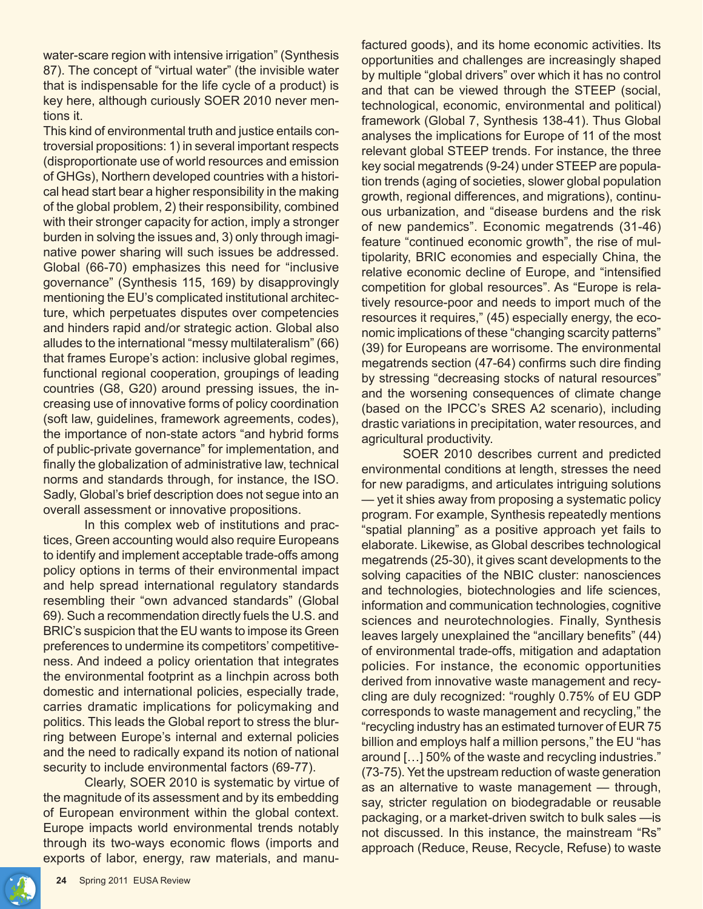water-scare region with intensive irrigation" (Synthesis 87). The concept of "virtual water" (the invisible water that is indispensable for the life cycle of a product) is key here, although curiously SOER 2010 never mentions it.

This kind of environmental truth and justice entails controversial propositions: 1) in several important respects (disproportionate use of world resources and emission of GHGs), Northern developed countries with a historical head start bear a higher responsibility in the making of the global problem, 2) their responsibility, combined with their stronger capacity for action, imply a stronger burden in solving the issues and, 3) only through imaginative power sharing will such issues be addressed. Global (66-70) emphasizes this need for "inclusive governance" (Synthesis 115, 169) by disapprovingly mentioning the EU's complicated institutional architecture, which perpetuates disputes over competencies and hinders rapid and/or strategic action. Global also alludes to the international "messy multilateralism" (66) that frames Europe's action: inclusive global regimes, functional regional cooperation, groupings of leading countries (G8, G20) around pressing issues, the increasing use of innovative forms of policy coordination (soft law, guidelines, framework agreements, codes), the importance of non-state actors "and hybrid forms of public-private governance" for implementation, and finally the globalization of administrative law, technical norms and standards through, for instance, the ISO. Sadly, Global's brief description does not segue into an overall assessment or innovative propositions.

In this complex web of institutions and practices, Green accounting would also require Europeans to identify and implement acceptable trade-offs among policy options in terms of their environmental impact and help spread international regulatory standards resembling their "own advanced standards" (Global 69). Such a recommendation directly fuels the U.S. and BRIC's suspicion that the EU wants to impose its Green preferences to undermine its competitors' competitiveness. And indeed a policy orientation that integrates the environmental footprint as a linchpin across both domestic and international policies, especially trade, carries dramatic implications for policymaking and politics. This leads the Global report to stress the blurring between Europe's internal and external policies and the need to radically expand its notion of national security to include environmental factors (69-77).

Clearly, SOER 2010 is systematic by virtue of the magnitude of its assessment and by its embedding of European environment within the global context. Europe impacts world environmental trends notably through its two-ways economic flows (imports and exports of labor, energy, raw materials, and manufactured goods), and its home economic activities. Its opportunities and challenges are increasingly shaped by multiple "global drivers" over which it has no control and that can be viewed through the STEEP (social, technological, economic, environmental and political) framework (Global 7, Synthesis 138-41). Thus Global analyses the implications for Europe of 11 of the most relevant global STEEP trends. For instance, the three key social megatrends (9-24) under STEEP are population trends (aging of societies, slower global population growth, regional differences, and migrations), continuous urbanization, and "disease burdens and the risk of new pandemics". Economic megatrends (31-46) feature "continued economic growth", the rise of multipolarity, BRIC economies and especially China, the relative economic decline of Europe, and "intensified competition for global resources". As "Europe is relatively resource-poor and needs to import much of the resources it requires," (45) especially energy, the economic implications of these "changing scarcity patterns" (39) for Europeans are worrisome. The environmental megatrends section (47-64) confirms such dire finding by stressing "decreasing stocks of natural resources" and the worsening consequences of climate change (based on the IPCC's SRES A2 scenario), including drastic variations in precipitation, water resources, and agricultural productivity.

SOER 2010 describes current and predicted environmental conditions at length, stresses the need for new paradigms, and articulates intriguing solutions — yet it shies away from proposing a systematic policy program. For example, Synthesis repeatedly mentions "spatial planning" as a positive approach yet fails to elaborate. Likewise, as Global describes technological megatrends (25-30), it gives scant developments to the solving capacities of the NBIC cluster: nanosciences and technologies, biotechnologies and life sciences, information and communication technologies, cognitive sciences and neurotechnologies. Finally, Synthesis leaves largely unexplained the "ancillary benefits" (44) of environmental trade-offs, mitigation and adaptation policies. For instance, the economic opportunities derived from innovative waste management and recycling are duly recognized: "roughly 0.75% of EU GDP corresponds to waste management and recycling," the "recycling industry has an estimated turnover of EUR 75 billion and employs half a million persons," the EU "has around […] 50% of the waste and recycling industries." (73-75). Yet the upstream reduction of waste generation as an alternative to waste management — through, say, stricter regulation on biodegradable or reusable packaging, or a market-driven switch to bulk sales —is not discussed. In this instance, the mainstream "Rs" approach (Reduce, Reuse, Recycle, Refuse) to waste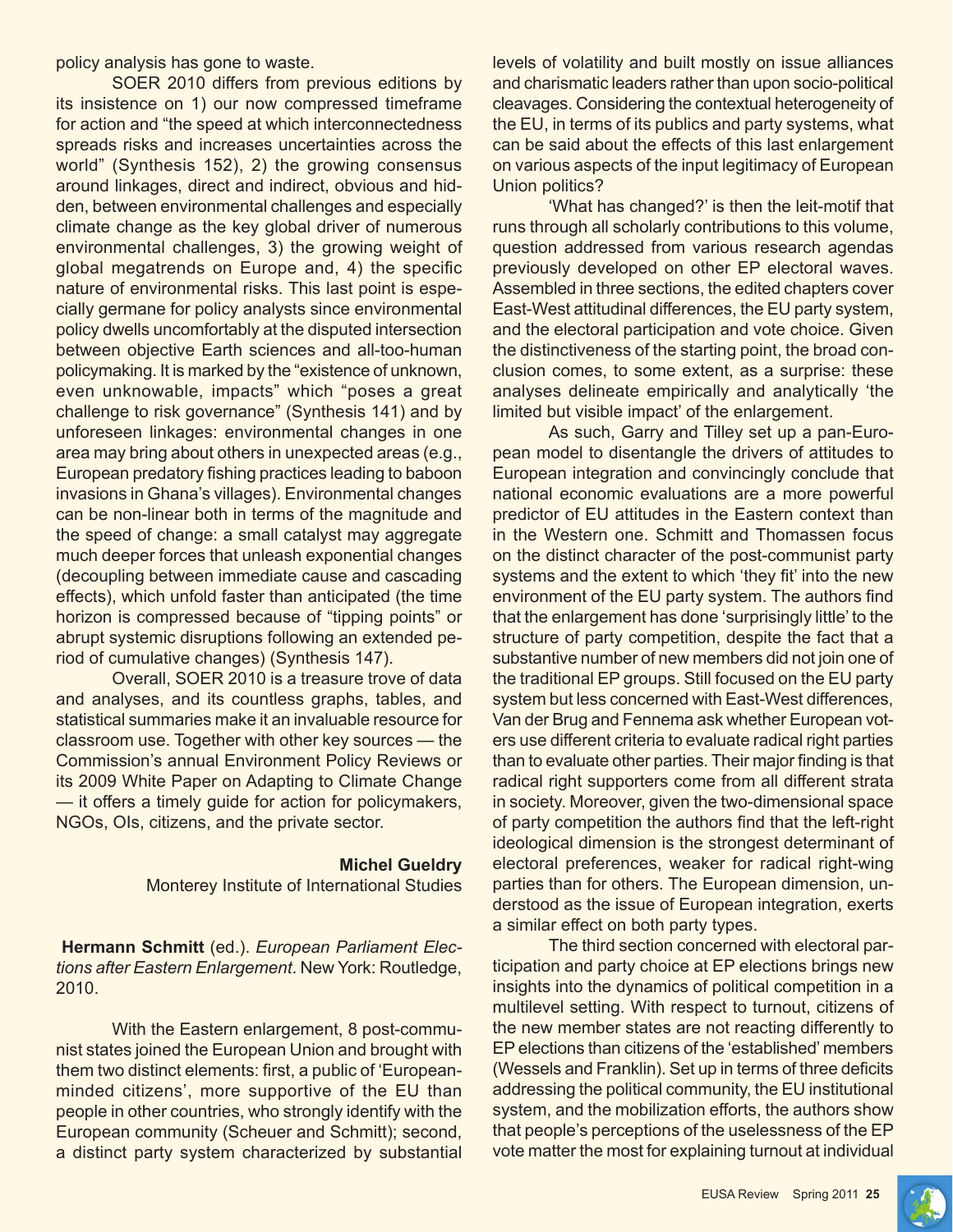policy analysis has gone to waste.

SOER 2010 differs from previous editions by its insistence on 1) our now compressed timeframe for action and "the speed at which interconnectedness spreads risks and increases uncertainties across the world" (Synthesis 152), 2) the growing consensus around linkages, direct and indirect, obvious and hidden, between environmental challenges and especially climate change as the key global driver of numerous environmental challenges, 3) the growing weight of global megatrends on Europe and, 4) the specific nature of environmental risks. This last point is especially germane for policy analysts since environmental policy dwells uncomfortably at the disputed intersection between objective Earth sciences and all-too-human policymaking. It is marked by the "existence of unknown, even unknowable, impacts" which "poses a great challenge to risk governance" (Synthesis 141) and by unforeseen linkages: environmental changes in one area may bring about others in unexpected areas (e.g., European predatory fishing practices leading to baboon invasions in Ghana's villages). Environmental changes can be non-linear both in terms of the magnitude and the speed of change: a small catalyst may aggregate much deeper forces that unleash exponential changes (decoupling between immediate cause and cascading effects), which unfold faster than anticipated (the time horizon is compressed because of "tipping points" or abrupt systemic disruptions following an extended period of cumulative changes) (Synthesis 147).

Overall, SOER 2010 is a treasure trove of data and analyses, and its countless graphs, tables, and statistical summaries make it an invaluable resource for classroom use. Together with other key sources — the Commission's annual Environment Policy Reviews or its 2009 White Paper on Adapting to Climate Change — it offers a timely guide for action for policymakers, NGOs, OIs, citizens, and the private sector.

**Michel Gueldry**
Monterey Institute of International Studies

**Hermann Schmitt** (ed.). *European Parliament Elections after Eastern Enlargement*. New York: Routledge, 2010.

With the Eastern enlargement, 8 post-communist states joined the European Union and brought with them two distinct elements: first, a public of 'European-minded citizens', more supportive of the EU than people in other countries, who strongly identify with the European community (Scheuer and Schmitt); second, a distinct party system characterized by substantial levels of volatility and built mostly on issue alliances and charismatic leaders rather than upon socio-political cleavages. Considering the contextual heterogeneity of the EU, in terms of its publics and party systems, what can be said about the effects of this last enlargement on various aspects of the input legitimacy of European Union politics?

'What has changed?' is then the leit-motif that runs through all scholarly contributions to this volume, question addressed from various research agendas previously developed on other EP electoral waves. Assembled in three sections, the edited chapters cover East-West attitudinal differences, the EU party system, and the electoral participation and vote choice. Given the distinctiveness of the starting point, the broad conclusion comes, to some extent, as a surprise: these analyses delineate empirically and analytically 'the limited but visible impact' of the enlargement.

As such, Garry and Tilley set up a pan-European model to disentangle the drivers of attitudes to European integration and convincingly conclude that national economic evaluations are a more powerful predictor of EU attitudes in the Eastern context than in the Western one. Schmitt and Thomassen focus on the distinct character of the post-communist party systems and the extent to which 'they fit' into the new environment of the EU party system. The authors find that the enlargement has done 'surprisingly little' to the structure of party competition, despite the fact that a substantive number of new members did not join one of the traditional EP groups. Still focused on the EU party system but less concerned with East-West differences, Van der Brug and Fennema ask whether European voters use different criteria to evaluate radical right parties than to evaluate other parties. Their major finding is that radical right supporters come from all different strata in society. Moreover, given the two-dimensional space of party competition the authors find that the left-right ideological dimension is the strongest determinant of electoral preferences, weaker for radical right-wing parties than for others. The European dimension, understood as the issue of European integration, exerts a similar effect on both party types.

The third section concerned with electoral participation and party choice at EP elections brings new insights into the dynamics of political competition in a multilevel setting. With respect to turnout, citizens of the new member states are not reacting differently to EP elections than citizens of the 'established' members (Wessels and Franklin). Set up in terms of three deficits addressing the political community, the EU institutional system, and the mobilization efforts, the authors show that people's perceptions of the uselessness of the EP vote matter the most for explaining turnout at individual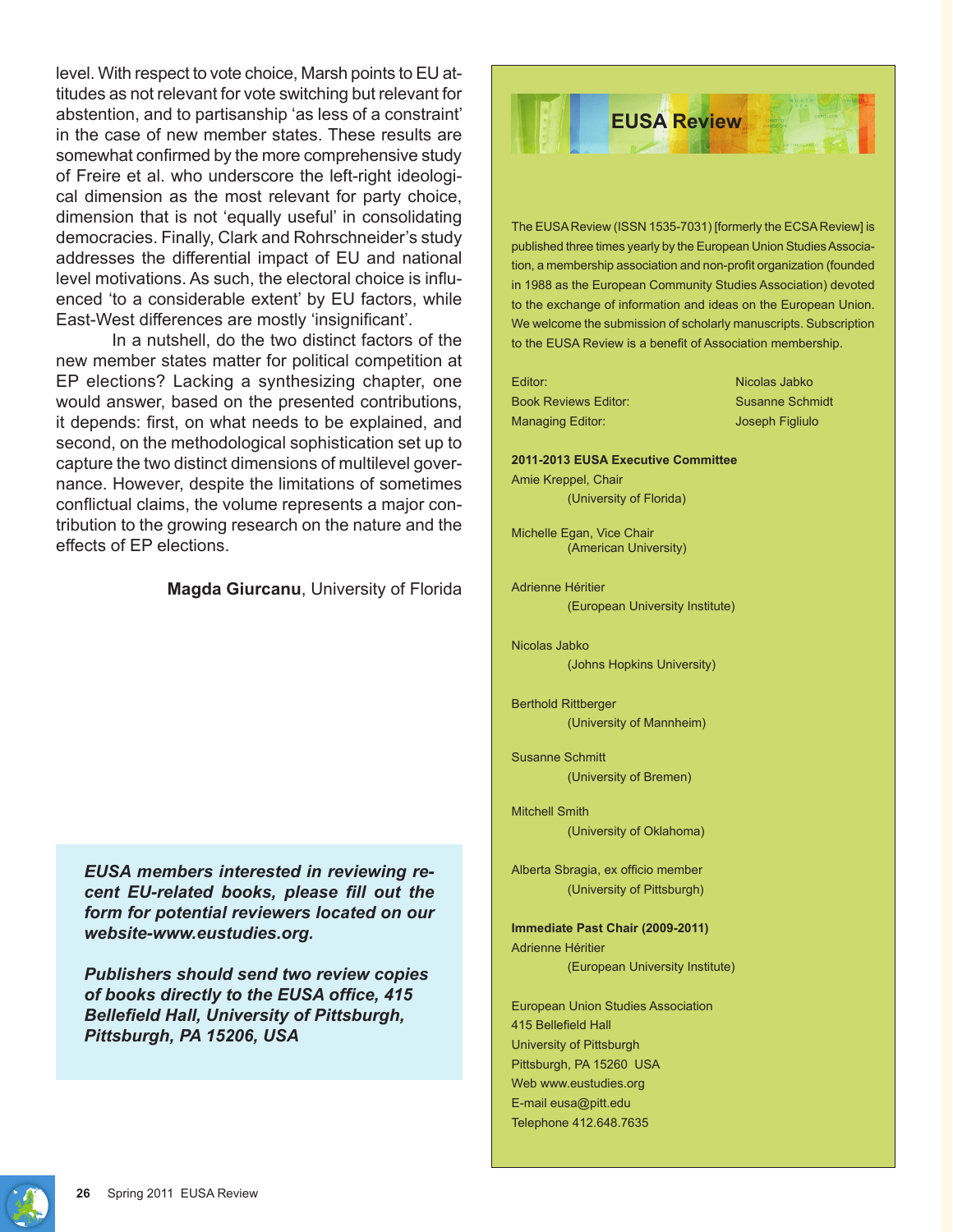level. With respect to vote choice, Marsh points to EU attitudes as not relevant for vote switching but relevant for abstention, and to partisanship 'as less of a constraint' in the case of new member states. These results are somewhat confirmed by the more comprehensive study of Freire et al. who underscore the left-right ideological dimension as the most relevant for party choice, dimension that is not 'equally useful' in consolidating democracies. Finally, Clark and Rohrschneider's study addresses the differential impact of EU and national level motivations. As such, the electoral choice is influenced 'to a considerable extent' by EU factors, while East-West differences are mostly 'insignificant'.

In a nutshell, do the two distinct factors of the new member states matter for political competition at EP elections? Lacking a synthesizing chapter, one would answer, based on the presented contributions, it depends: first, on what needs to be explained, and second, on the methodological sophistication set up to capture the two distinct dimensions of multilevel governance. However, despite the limitations of sometimes conflictual claims, the volume represents a major contribution to the growing research on the nature and the effects of EP elections.

**Magda Giurcanu**, University of Florida

***EUSA members interested in reviewing recent EU-related books, please fill out the form for potential reviewers located on our website-www.eustudies.org.***

***Publishers should send two review copies of books directly to the EUSA office, 415 Bellefield Hall, University of Pittsburgh, Pittsburgh, PA 15206, USA***

## EUSA Review

The EUSA Review (ISSN 1535-7031) [formerly the ECSA Review] is published three times yearly by the European Union Studies Association, a membership association and non-profit organization (founded in 1988 as the European Community Studies Association) devoted to the exchange of information and ideas on the European Union. We welcome the submission of scholarly manuscripts. Subscription to the EUSA Review is a benefit of Association membership.

Editor: Nicolas Jabko
Book Reviews Editor: Susanne Schmidt
Managing Editor: Joseph Figliulo

**2011-2013 EUSA Executive Committee**

Amie Kreppel, Chair
(University of Florida)

Michelle Egan, Vice Chair
(American University)

Adrienne Héritier
(European University Institute)

Nicolas Jabko
(Johns Hopkins University)

Berthold Rittberger
(University of Mannheim)

Susanne Schmitt
(University of Bremen)

Mitchell Smith
(University of Oklahoma)

Alberta Sbragia, ex officio member
(University of Pittsburgh)

**Immediate Past Chair (2009-2011)**

Adrienne Héritier
(European University Institute)

European Union Studies Association
415 Bellefield Hall
University of Pittsburgh
Pittsburgh, PA 15260 USA
Web www.eustudies.org
E-mail eusa@pitt.edu
Telephone 412.648.7635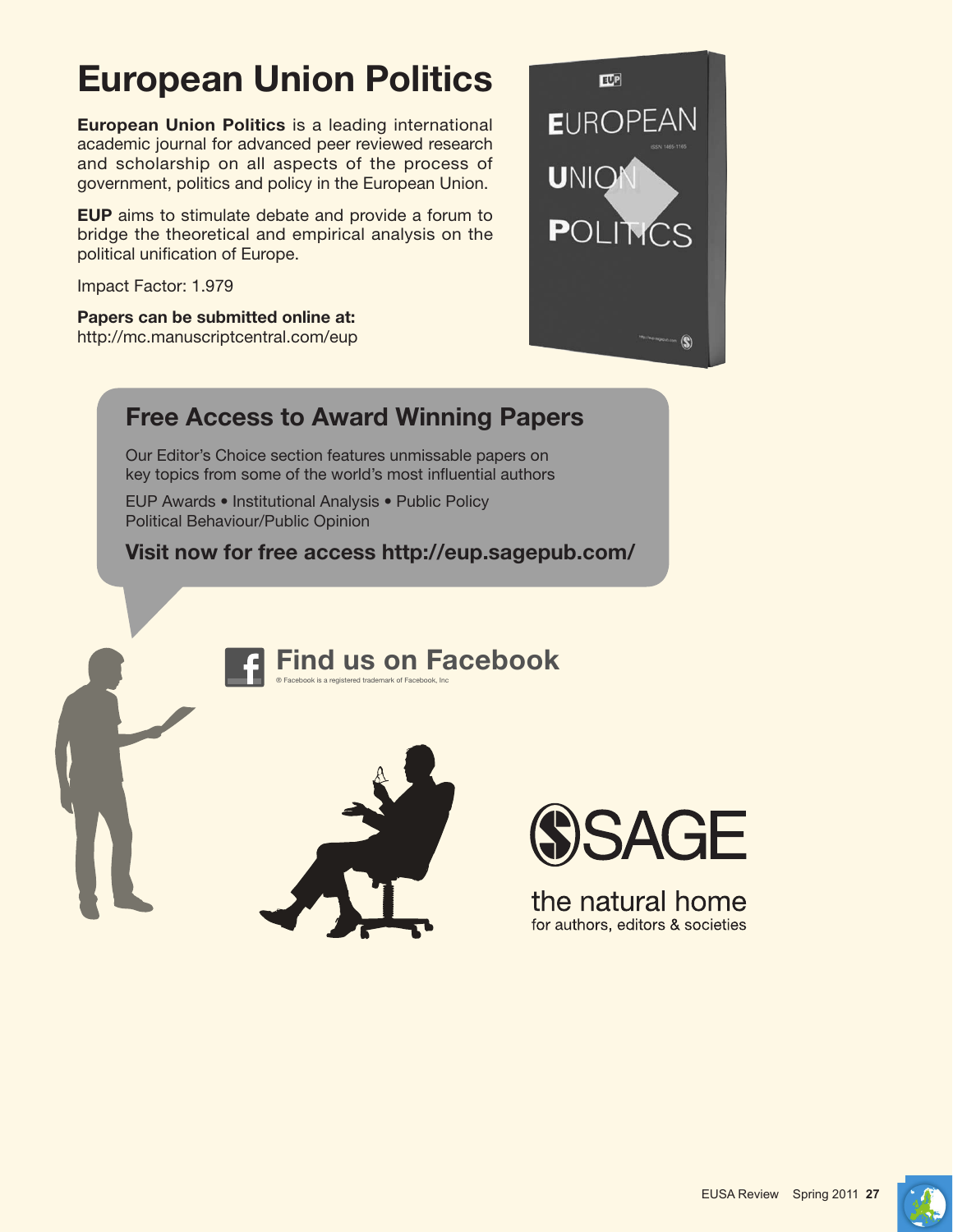# European Union Politics

**European Union Politics** is a leading international academic journal for advanced peer reviewed research and scholarship on all aspects of the process of government, politics and policy in the European Union.

**EUP** aims to stimulate debate and provide a forum to bridge the theoretical and empirical analysis on the political unification of Europe.

Impact Factor: 1.979

**Papers can be submitted online at:**
http://mc.manuscriptcentral.com/eup

## Free Access to Award Winning Papers

Our Editor's Choice section features unmissable papers on key topics from some of the world's most influential authors

EUP Awards • Institutional Analysis • Public Policy
Political Behaviour/Public Opinion

**Visit now for free access http://eup.sagepub.com/**

**Find us on Facebook**

® Facebook is a registered trademark of Facebook, Inc

SAGE

the natural home
for authors, editors & societies